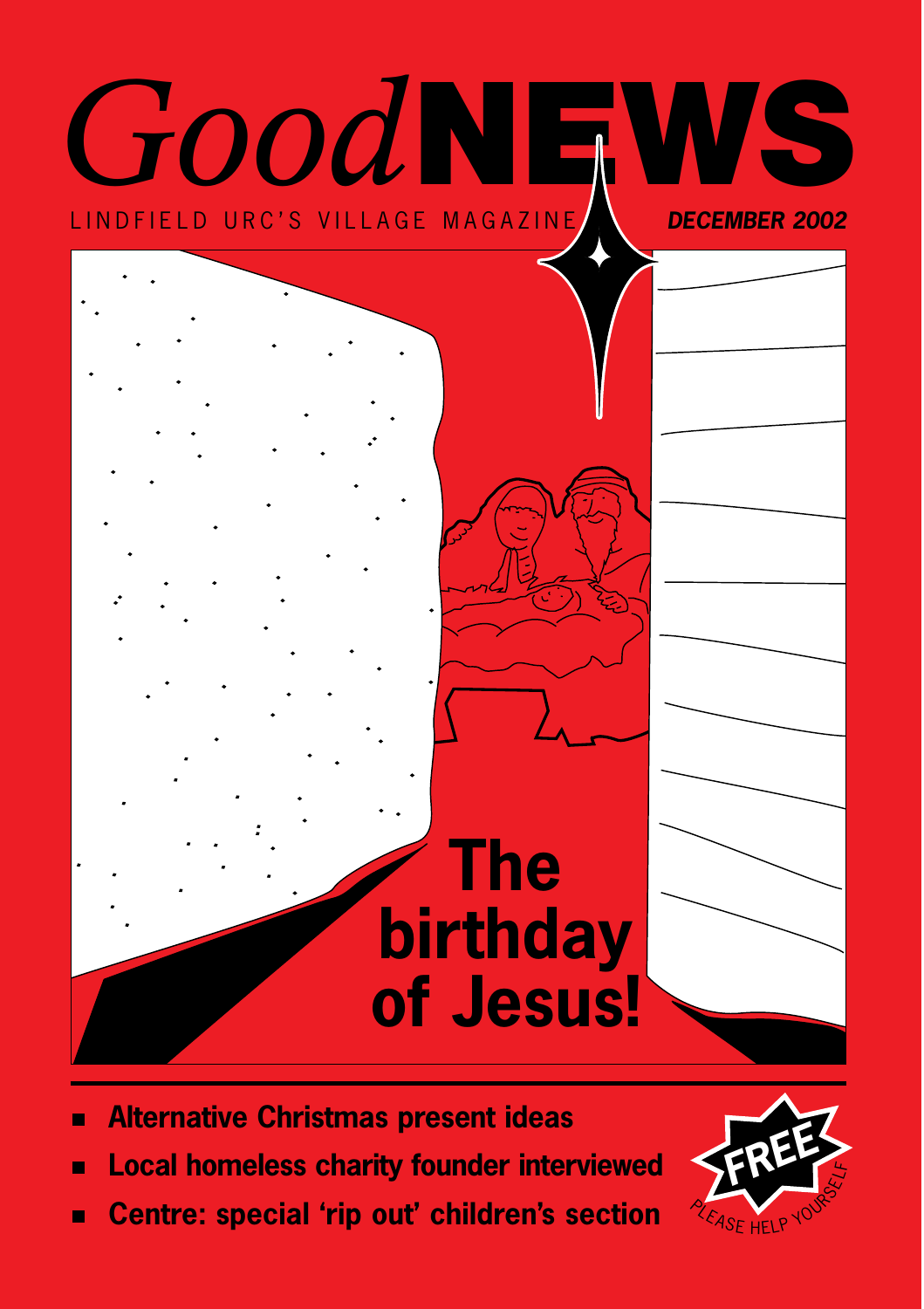# *Good* NEWS

LINDFIELD URC'S VILLAGE MAGAZINE

***DECEMBER 2002***

## The birthday of Jesus!

- **Alternative Christmas present ideas**
- **Local homeless charity founder interviewed**
- **Centre: special 'rip out' children's section**

**FREE**

PLEASE HELP YOURSELF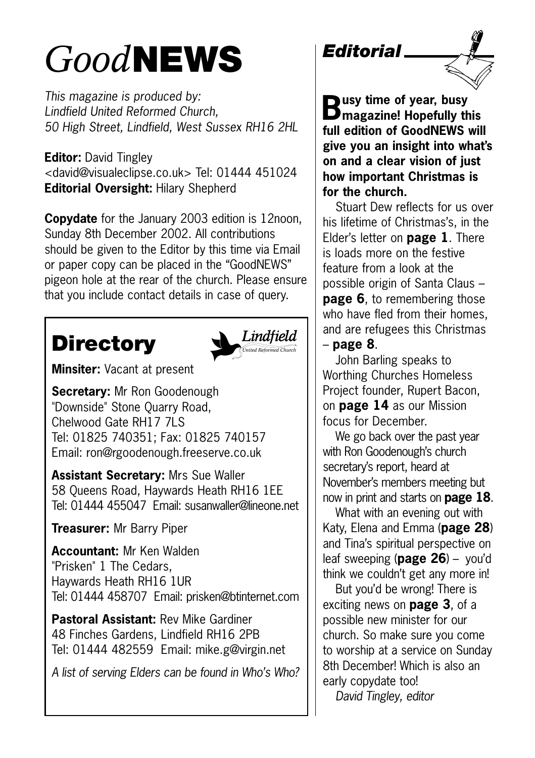# *Good*NEWS

*This magazine is produced by:*
*Lindfield United Reformed Church,*
*50 High Street, Lindfield, West Sussex RH16 2HL*

**Editor:** David Tingley
<david@visualeclipse.co.uk> Tel: 01444 451024
**Editorial Oversight:** Hilary Shepherd

**Copydate** for the January 2003 edition is 12noon, Sunday 8th December 2002. All contributions should be given to the Editor by this time via Email or paper copy can be placed in the "GoodNEWS" pigeon hole at the rear of the church. Please ensure that you include contact details in case of query.

## Directory

Lindfield
United Reformed Church

**Minsiter:** Vacant at present

**Secretary:** Mr Ron Goodenough
"Downside" Stone Quarry Road,
Chelwood Gate RH17 7LS
Tel: 01825 740351; Fax: 01825 740157
Email: ron@rgoodenough.freeserve.co.uk

**Assistant Secretary:** Mrs Sue Waller
58 Queens Road, Haywards Heath RH16 1EE
Tel: 01444 455047 Email: susanwaller@lineone.net

**Treasurer:** Mr Barry Piper

**Accountant:** Mr Ken Walden
"Prisken" 1 The Cedars,
Haywards Heath RH16 1UR
Tel: 01444 458707 Email: prisken@btinternet.com

**Pastoral Assistant:** Rev Mike Gardiner
48 Finches Gardens, Lindfield RH16 2PB
Tel: 01444 482559 Email: mike.g@virgin.net

*A list of serving Elders can be found in Who's Who?*

## *Editorial*

**Busy time of year, busy magazine! Hopefully this full edition of GoodNEWS will give you an insight into what's on and a clear vision of just how important Christmas is for the church.**

Stuart Dew reflects for us over his lifetime of Christmas's, in the Elder's letter on **page 1**. There is loads more on the festive feature from a look at the possible origin of Santa Claus – **page 6**, to remembering those who have fled from their homes, and are refugees this Christmas – **page 8**.

John Barling speaks to Worthing Churches Homeless Project founder, Rupert Bacon, on **page 14** as our Mission focus for December.

We go back over the past year with Ron Goodenough's church secretary's report, heard at November's members meeting but now in print and starts on **page 18**.

What with an evening out with Katy, Elena and Emma (**page 28**) and Tina's spiritual perspective on leaf sweeping (**page 26**) – you'd think we couldn't get any more in!

But you'd be wrong! There is exciting news on **page 3**, of a possible new minister for our church. So make sure you come to worship at a service on Sunday 8th December! Which is also an early copydate too!

*David Tingley, editor*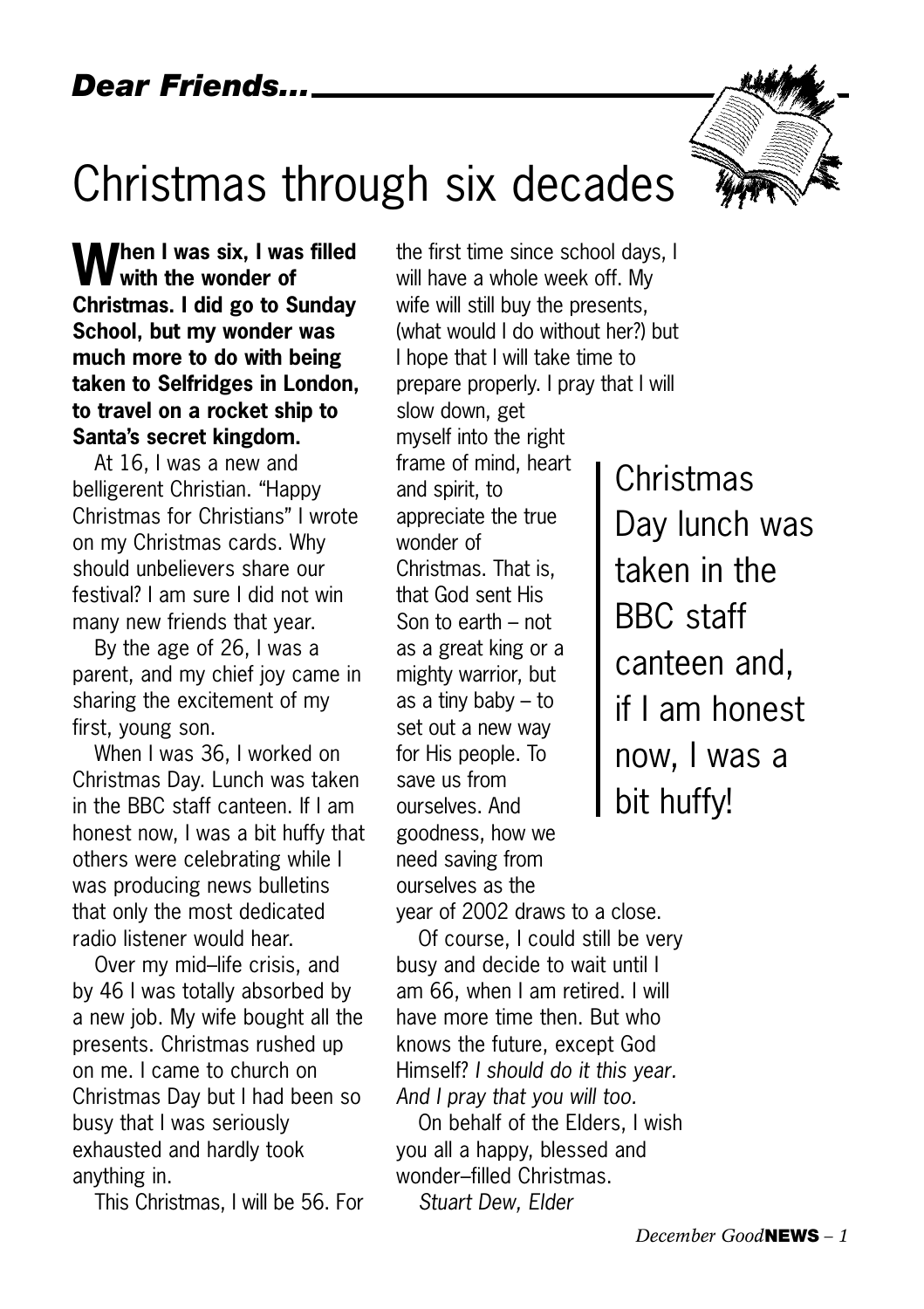*Dear Friends...*

# Christmas through six decades

**When I was six, I was filled with the wonder of Christmas. I did go to Sunday School, but my wonder was much more to do with being taken to Selfridges in London, to travel on a rocket ship to Santa's secret kingdom.**

At 16, I was a new and belligerent Christian. "Happy Christmas for Christians" I wrote on my Christmas cards. Why should unbelievers share our festival? I am sure I did not win many new friends that year.

By the age of 26, I was a parent, and my chief joy came in sharing the excitement of my first, young son.

When I was 36, I worked on Christmas Day. Lunch was taken in the BBC staff canteen. If I am honest now, I was a bit huffy that others were celebrating while I was producing news bulletins that only the most dedicated radio listener would hear.

Over my mid–life crisis, and by 46 I was totally absorbed by a new job. My wife bought all the presents. Christmas rushed up on me. I came to church on Christmas Day but I had been so busy that I was seriously exhausted and hardly took anything in.

This Christmas, I will be 56. For the first time since school days, I will have a whole week off. My wife will still buy the presents, (what would I do without her?) but I hope that I will take time to prepare properly. I pray that I will slow down, get myself into the right frame of mind, heart and spirit, to appreciate the true wonder of Christmas. That is, that God sent His Son to earth – not as a great king or a mighty warrior, but as a tiny baby – to set out a new way for His people. To save us from ourselves. And goodness, how we need saving from ourselves as the year of 2002 draws to a close.

> Christmas Day lunch was taken in the BBC staff canteen and, if I am honest now, I was a bit huffy!

Of course, I could still be very busy and decide to wait until I am 66, when I am retired. I will have more time then. But who knows the future, except God Himself? *I should do it this year. And I pray that you will too.*

On behalf of the Elders, I wish you all a happy, blessed and wonder–filled Christmas.

*Stuart Dew, Elder*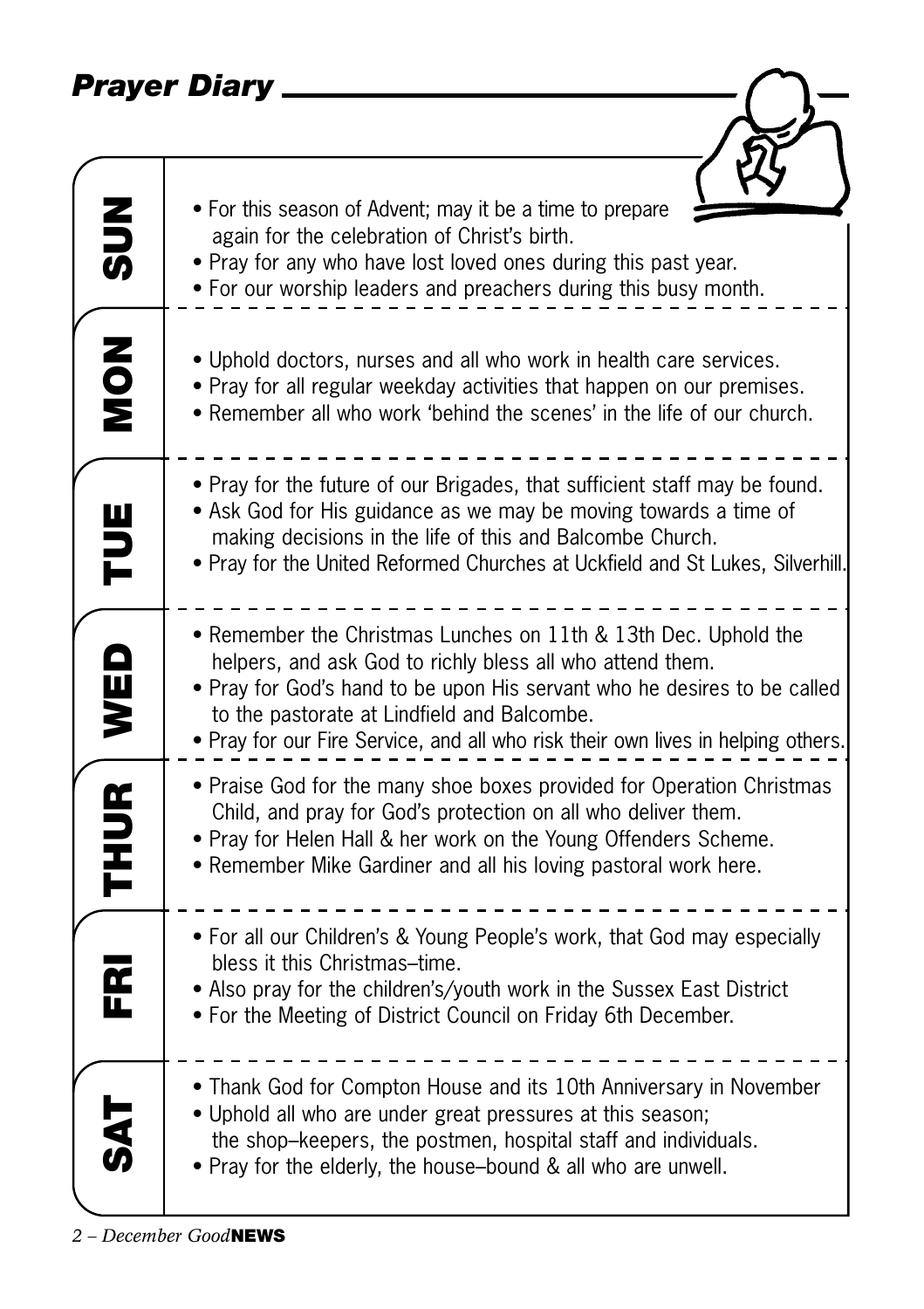## *Prayer Diary*

### SUN

- For this season of Advent; may it be a time to prepare again for the celebration of Christ's birth.
- Pray for any who have lost loved ones during this past year.
- For our worship leaders and preachers during this busy month.

### MON

- Uphold doctors, nurses and all who work in health care services.
- Pray for all regular weekday activities that happen on our premises.
- Remember all who work 'behind the scenes' in the life of our church.

### TUE

- Pray for the future of our Brigades, that sufficient staff may be found.
- Ask God for His guidance as we may be moving towards a time of making decisions in the life of this and Balcombe Church.
- Pray for the United Reformed Churches at Uckfield and St Lukes, Silverhill.

### WED

- Remember the Christmas Lunches on 11th & 13th Dec. Uphold the helpers, and ask God to richly bless all who attend them.
- Pray for God's hand to be upon His servant who he desires to be called to the pastorate at Lindfield and Balcombe.
- Pray for our Fire Service, and all who risk their own lives in helping others.

### THUR

- Praise God for the many shoe boxes provided for Operation Christmas Child, and pray for God's protection on all who deliver them.
- Pray for Helen Hall & her work on the Young Offenders Scheme.
- Remember Mike Gardiner and all his loving pastoral work here.

### FRI

- For all our Children's & Young People's work, that God may especially bless it this Christmas–time.
- Also pray for the children's/youth work in the Sussex East District
- For the Meeting of District Council on Friday 6th December.

### SAT

- Thank God for Compton House and its 10th Anniversary in November
- Uphold all who are under great pressures at this season; the shop–keepers, the postmen, hospital staff and individuals.
- Pray for the elderly, the house–bound & all who are unwell.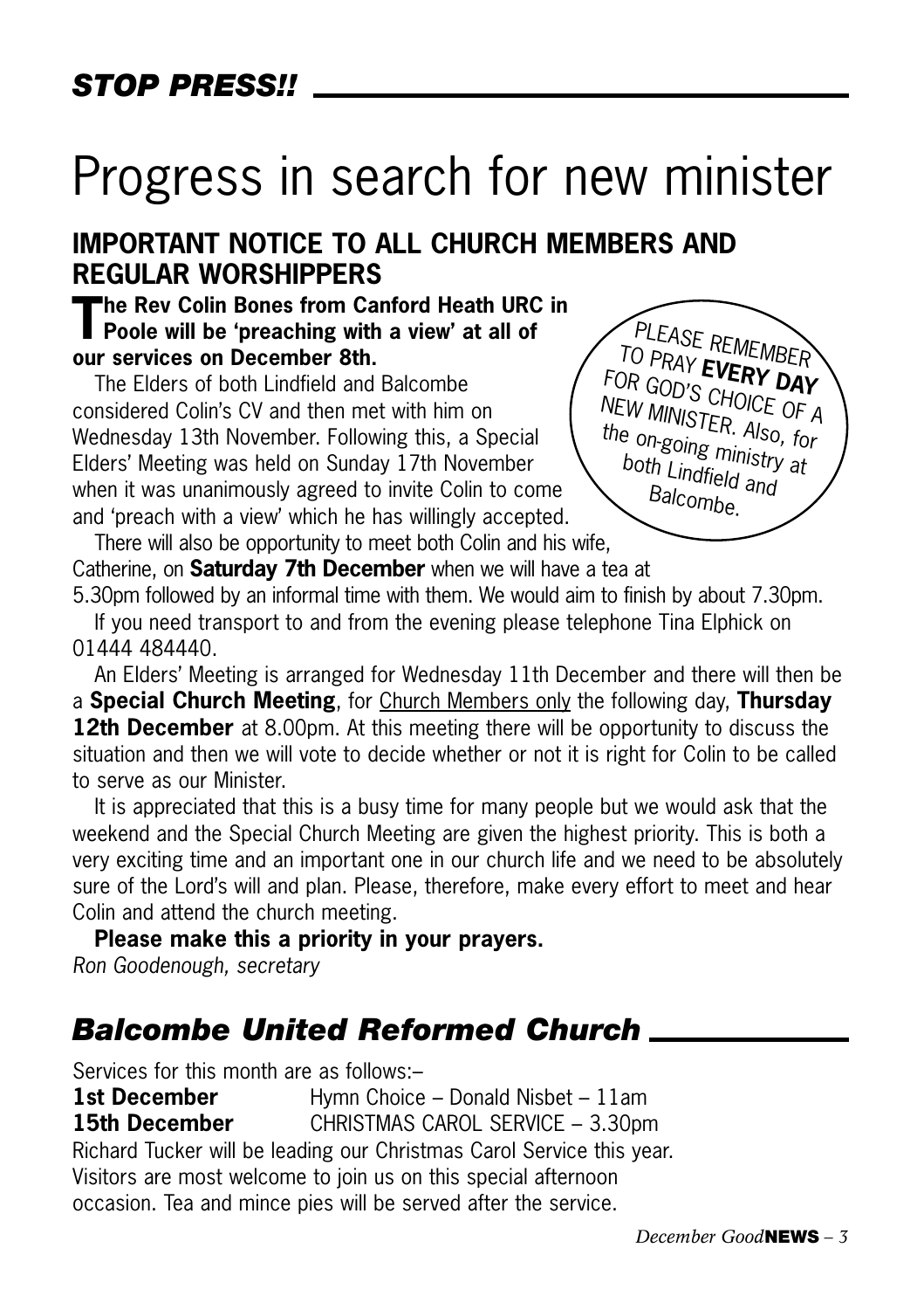## *STOP PRESS!!*

# Progress in search for new minister

## IMPORTANT NOTICE TO ALL CHURCH MEMBERS AND REGULAR WORSHIPPERS

**The Rev Colin Bones from Canford Heath URC in Poole will be 'preaching with a view' at all of our services on December 8th.**

The Elders of both Lindfield and Balcombe considered Colin's CV and then met with him on Wednesday 13th November. Following this, a Special Elders' Meeting was held on Sunday 17th November when it was unanimously agreed to invite Colin to come and 'preach with a view' which he has willingly accepted.

PLEASE REMEMBER TO PRAY **EVERY DAY** FOR GOD'S CHOICE OF A NEW MINISTER. Also, for the on-going ministry at both Lindfield and Balcombe.

There will also be opportunity to meet both Colin and his wife, Catherine, on **Saturday 7th December** when we will have a tea at 5.30pm followed by an informal time with them. We would aim to finish by about 7.30pm.

If you need transport to and from the evening please telephone Tina Elphick on 01444 484440.

An Elders' Meeting is arranged for Wednesday 11th December and there will then be a **Special Church Meeting**, for Church Members only the following day, **Thursday 12th December** at 8.00pm. At this meeting there will be opportunity to discuss the situation and then we will vote to decide whether or not it is right for Colin to be called to serve as our Minister.

It is appreciated that this is a busy time for many people but we would ask that the weekend and the Special Church Meeting are given the highest priority. This is both a very exciting time and an important one in our church life and we need to be absolutely sure of the Lord's will and plan. Please, therefore, make every effort to meet and hear Colin and attend the church meeting.

**Please make this a priority in your prayers.**

*Ron Goodenough, secretary*

## *Balcombe United Reformed Church*

Services for this month are as follows:–

**1st December** Hymn Choice – Donald Nisbet – 11am

**15th December** CHRISTMAS CAROL SERVICE – 3.30pm

Richard Tucker will be leading our Christmas Carol Service this year. Visitors are most welcome to join us on this special afternoon occasion. Tea and mince pies will be served after the service.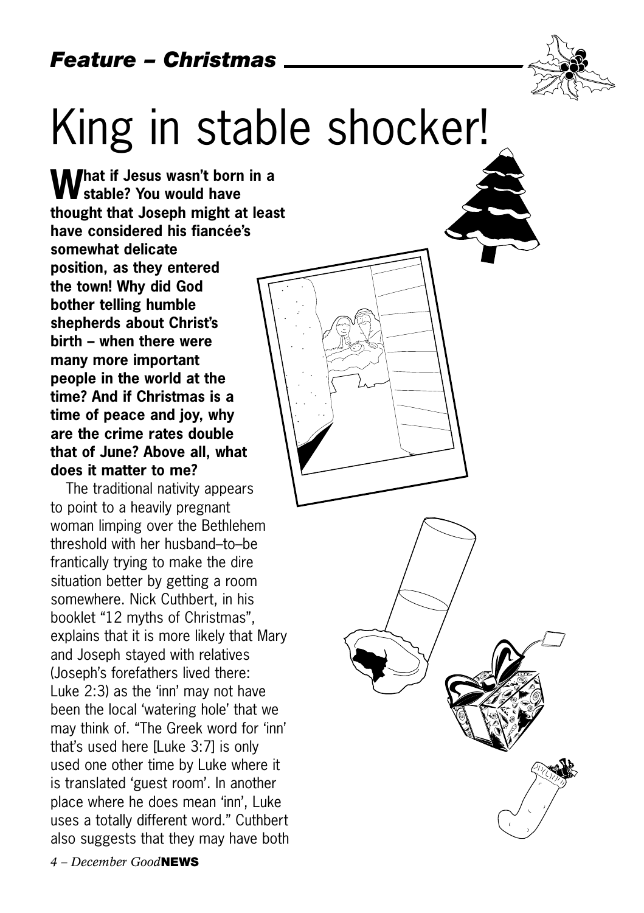*Feature – Christmas*

# King in stable shocker!

**What if Jesus wasn't born in a stable? You would have thought that Joseph might at least have considered his fiancée's somewhat delicate position, as they entered the town! Why did God bother telling humble shepherds about Christ's birth – when there were many more important people in the world at the time? And if Christmas is a time of peace and joy, why are the crime rates double that of June? Above all, what does it matter to me?**

The traditional nativity appears to point to a heavily pregnant woman limping over the Bethlehem threshold with her husband–to–be frantically trying to make the dire situation better by getting a room somewhere. Nick Cuthbert, in his booklet "12 myths of Christmas", explains that it is more likely that Mary and Joseph stayed with relatives (Joseph's forefathers lived there: Luke 2:3) as the 'inn' may not have been the local 'watering hole' that we may think of. "The Greek word for 'inn' that's used here [Luke 3:7] is only used one other time by Luke where it is translated 'guest room'. In another place where he does mean 'inn', Luke uses a totally different word." Cuthbert also suggests that they may have both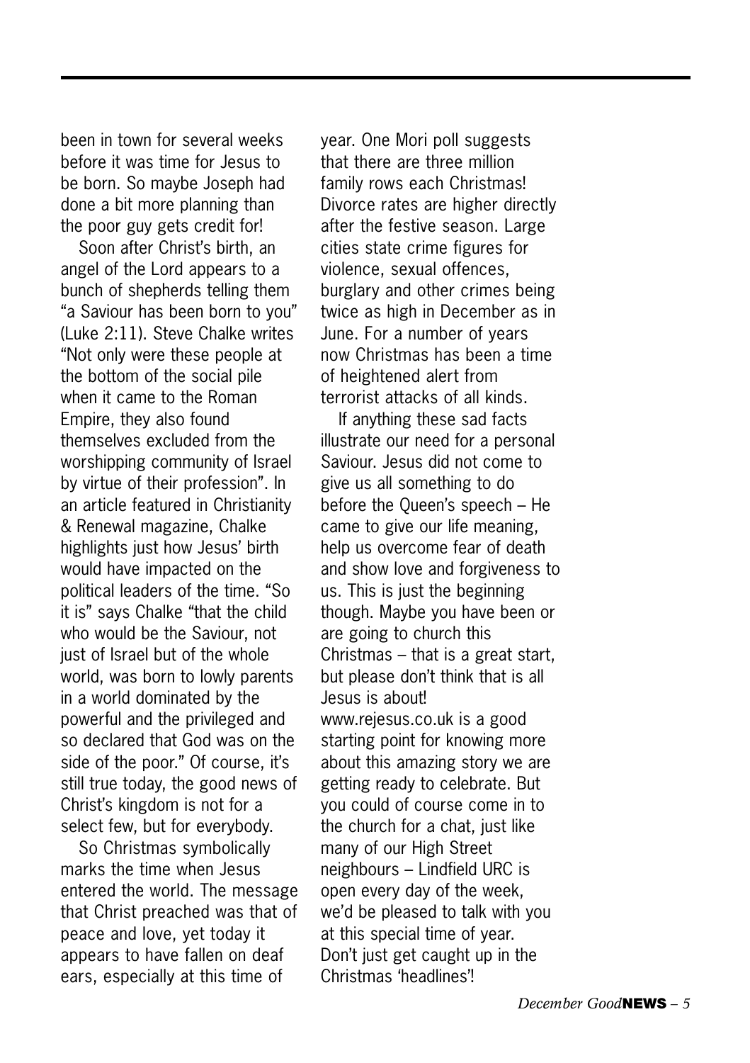been in town for several weeks before it was time for Jesus to be born. So maybe Joseph had done a bit more planning than the poor guy gets credit for!

Soon after Christ's birth, an angel of the Lord appears to a bunch of shepherds telling them "a Saviour has been born to you" (Luke 2:11). Steve Chalke writes "Not only were these people at the bottom of the social pile when it came to the Roman Empire, they also found themselves excluded from the worshipping community of Israel by virtue of their profession". In an article featured in Christianity & Renewal magazine, Chalke highlights just how Jesus' birth would have impacted on the political leaders of the time. "So it is" says Chalke "that the child who would be the Saviour, not just of Israel but of the whole world, was born to lowly parents in a world dominated by the powerful and the privileged and so declared that God was on the side of the poor." Of course, it's still true today, the good news of Christ's kingdom is not for a select few, but for everybody.

So Christmas symbolically marks the time when Jesus entered the world. The message that Christ preached was that of peace and love, yet today it appears to have fallen on deaf ears, especially at this time of year. One Mori poll suggests that there are three million family rows each Christmas! Divorce rates are higher directly after the festive season. Large cities state crime figures for violence, sexual offences, burglary and other crimes being twice as high in December as in June. For a number of years now Christmas has been a time of heightened alert from terrorist attacks of all kinds.

If anything these sad facts illustrate our need for a personal Saviour. Jesus did not come to give us all something to do before the Queen's speech – He came to give our life meaning, help us overcome fear of death and show love and forgiveness to us. This is just the beginning though. Maybe you have been or are going to church this Christmas – that is a great start, but please don't think that is all Jesus is about! www.rejesus.co.uk is a good starting point for knowing more about this amazing story we are getting ready to celebrate. But you could of course come in to the church for a chat, just like many of our High Street neighbours – Lindfield URC is open every day of the week, we'd be pleased to talk with you at this special time of year. Don't just get caught up in the Christmas 'headlines'!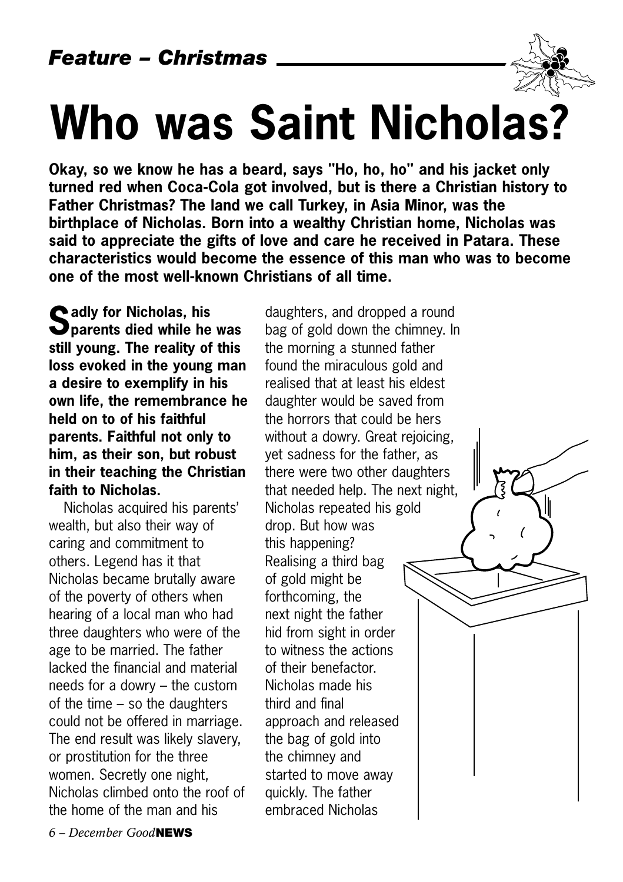*Feature – Christmas*

# Who was Saint Nicholas?

**Okay, so we know he has a beard, says "Ho, ho, ho" and his jacket only turned red when Coca-Cola got involved, but is there a Christian history to Father Christmas? The land we call Turkey, in Asia Minor, was the birthplace of Nicholas. Born into a wealthy Christian home, Nicholas was said to appreciate the gifts of love and care he received in Patara. These characteristics would become the essence of this man who was to become one of the most well-known Christians of all time.**

**Sadly for Nicholas, his parents died while he was still young. The reality of this loss evoked in the young man a desire to exemplify in his own life, the remembrance he held on to of his faithful parents. Faithful not only to him, as their son, but robust in their teaching the Christian faith to Nicholas.**

Nicholas acquired his parents' wealth, but also their way of caring and commitment to others. Legend has it that Nicholas became brutally aware of the poverty of others when hearing of a local man who had three daughters who were of the age to be married. The father lacked the financial and material needs for a dowry – the custom of the time – so the daughters could not be offered in marriage. The end result was likely slavery, or prostitution for the three women. Secretly one night, Nicholas climbed onto the roof of the home of the man and his daughters, and dropped a round bag of gold down the chimney. In the morning a stunned father found the miraculous gold and realised that at least his eldest daughter would be saved from the horrors that could be hers without a dowry. Great rejoicing, yet sadness for the father, as there were two other daughters that needed help. The next night, Nicholas repeated his gold drop. But how was this happening? Realising a third bag of gold might be forthcoming, the next night the father hid from sight in order to witness the actions of their benefactor. Nicholas made his third and final approach and released the bag of gold into the chimney and started to move away quickly. The father embraced Nicholas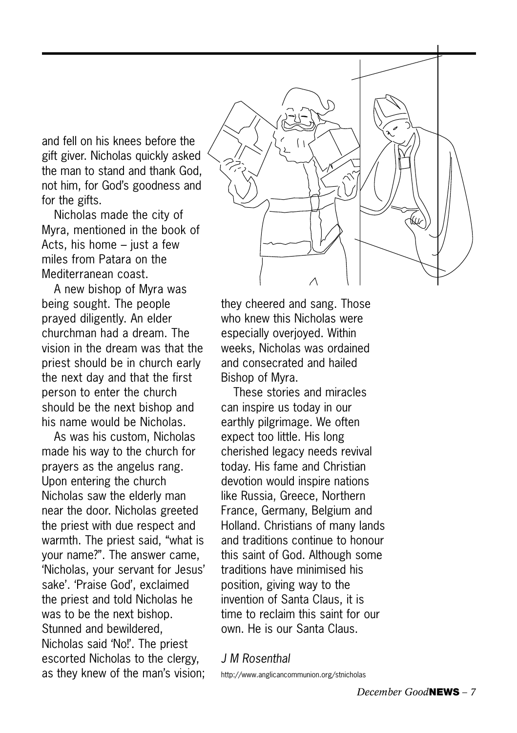and fell on his knees before the gift giver. Nicholas quickly asked the man to stand and thank God, not him, for God's goodness and for the gifts.

Nicholas made the city of Myra, mentioned in the book of Acts, his home – just a few miles from Patara on the Mediterranean coast.

A new bishop of Myra was being sought. The people prayed diligently. An elder churchman had a dream. The vision in the dream was that the priest should be in church early the next day and that the first person to enter the church should be the next bishop and his name would be Nicholas.

As was his custom, Nicholas made his way to the church for prayers as the angelus rang. Upon entering the church Nicholas saw the elderly man near the door. Nicholas greeted the priest with due respect and warmth. The priest said, "what is your name?". The answer came, 'Nicholas, your servant for Jesus' sake'. 'Praise God', exclaimed the priest and told Nicholas he was to be the next bishop. Stunned and bewildered, Nicholas said 'No!'. The priest escorted Nicholas to the clergy, as they knew of the man's vision; they cheered and sang. Those who knew this Nicholas were especially overjoyed. Within weeks, Nicholas was ordained and consecrated and hailed Bishop of Myra.

These stories and miracles can inspire us today in our earthly pilgrimage. We often expect too little. His long cherished legacy needs revival today. His fame and Christian devotion would inspire nations like Russia, Greece, Northern France, Germany, Belgium and Holland. Christians of many lands and traditions continue to honour this saint of God. Although some traditions have minimised his position, giving way to the invention of Santa Claus, it is time to reclaim this saint for our own. He is our Santa Claus.

*J M Rosenthal*

http://www.anglicancommunion.org/stnicholas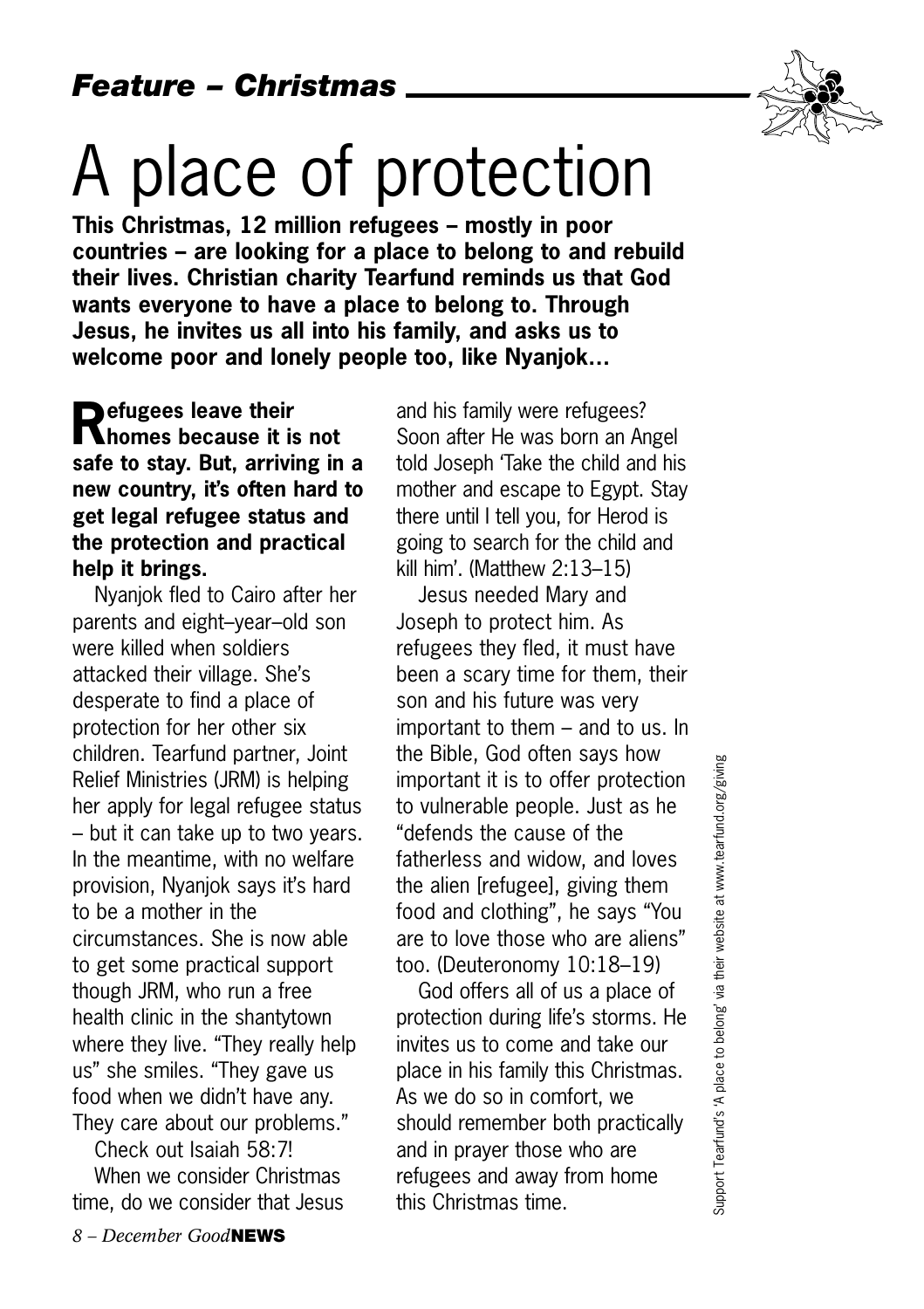*Feature – Christmas*

# A place of protection

**This Christmas, 12 million refugees – mostly in poor countries – are looking for a place to belong to and rebuild their lives. Christian charity Tearfund reminds us that God wants everyone to have a place to belong to. Through Jesus, he invites us all into his family, and asks us to welcome poor and lonely people too, like Nyanjok…**

**Refugees leave their homes because it is not safe to stay. But, arriving in a new country, it's often hard to get legal refugee status and the protection and practical help it brings.**

Nyanjok fled to Cairo after her parents and eight–year–old son were killed when soldiers attacked their village. She's desperate to find a place of protection for her other six children. Tearfund partner, Joint Relief Ministries (JRM) is helping her apply for legal refugee status – but it can take up to two years. In the meantime, with no welfare provision, Nyanjok says it's hard to be a mother in the circumstances. She is now able to get some practical support though JRM, who run a free health clinic in the shantytown where they live. "They really help us" she smiles. "They gave us food when we didn't have any. They care about our problems."

Check out Isaiah 58:7!

When we consider Christmas time, do we consider that Jesus and his family were refugees? Soon after He was born an Angel told Joseph 'Take the child and his mother and escape to Egypt. Stay there until I tell you, for Herod is going to search for the child and kill him'. (Matthew 2:13–15)

Jesus needed Mary and Joseph to protect him. As refugees they fled, it must have been a scary time for them, their son and his future was very important to them – and to us. In the Bible, God often says how important it is to offer protection to vulnerable people. Just as he "defends the cause of the fatherless and widow, and loves the alien [refugee], giving them food and clothing", he says "You are to love those who are aliens" too. (Deuteronomy 10:18–19)

God offers all of us a place of protection during life's storms. He invites us to come and take our place in his family this Christmas. As we do so in comfort, we should remember both practically and in prayer those who are refugees and away from home this Christmas time.

Support Tearfund's 'A place to belong' via their website at www.tearfund.org/giving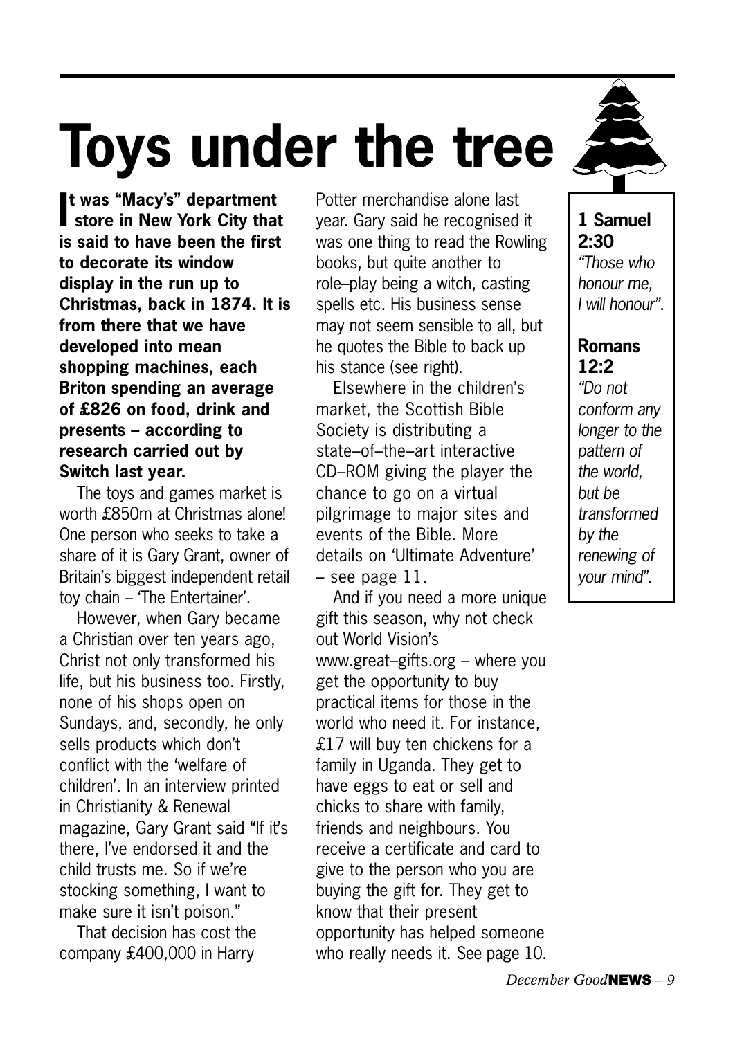# Toys under the tree

**It was "Macy's" department store in New York City that is said to have been the first to decorate its window display in the run up to Christmas, back in 1874. It is from there that we have developed into mean shopping machines, each Briton spending an average of £826 on food, drink and presents – according to research carried out by Switch last year.**

The toys and games market is worth £850m at Christmas alone! One person who seeks to take a share of it is Gary Grant, owner of Britain's biggest independent retail toy chain – 'The Entertainer'.

However, when Gary became a Christian over ten years ago, Christ not only transformed his life, but his business too. Firstly, none of his shops open on Sundays, and, secondly, he only sells products which don't conflict with the 'welfare of children'. In an interview printed in Christianity & Renewal magazine, Gary Grant said "If it's there, I've endorsed it and the child trusts me. So if we're stocking something, I want to make sure it isn't poison."

That decision has cost the company £400,000 in Harry Potter merchandise alone last year. Gary said he recognised it was one thing to read the Rowling books, but quite another to role–play being a witch, casting spells etc. His business sense may not seem sensible to all, but he quotes the Bible to back up his stance (see right).

Elsewhere in the children's market, the Scottish Bible Society is distributing a state–of–the–art interactive CD–ROM giving the player the chance to go on a virtual pilgrimage to major sites and events of the Bible. More details on 'Ultimate Adventure' – see page 11.

And if you need a more unique gift this season, why not check out World Vision's www.great–gifts.org – where you get the opportunity to buy practical items for those in the world who need it. For instance, £17 will buy ten chickens for a family in Uganda. They get to have eggs to eat or sell and chicks to share with family, friends and neighbours. You receive a certificate and card to give to the person who you are buying the gift for. They get to know that their present opportunity has helped someone who really needs it. See page 10.

**1 Samuel 2:30**
*"Those who honour me, I will honour".*

**Romans 12:2**
*"Do not conform any longer to the pattern of the world, but be transformed by the renewing of your mind".*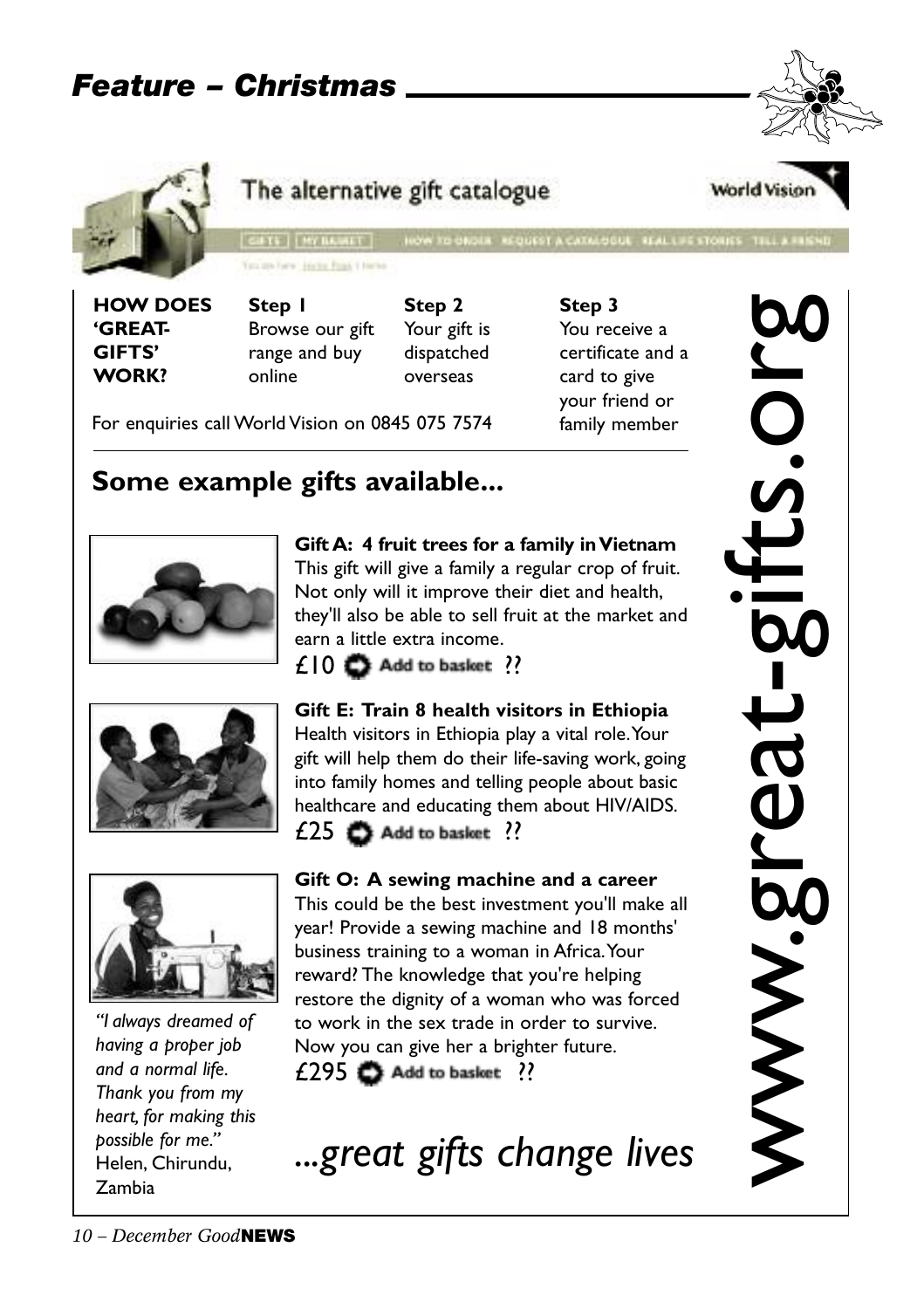# Feature – Christmas

The alternative gift catalogue

World Vision

GIFTS | MY BASKET | HOW TO ORDER | REQUEST A CATALOGUE | REAL LIFE STORIES | TELL A FRIEND

**HOW DOES 'GREAT-GIFTS' WORK?**

**Step 1**
Browse our gift range and buy online

**Step 2**
Your gift is dispatched overseas

**Step 3**
You receive a certificate and a card to give your friend or family member

For enquiries call World Vision on 0845 075 7574

## Some example gifts available...

**Gift A: 4 fruit trees for a family in Vietnam**
This gift will give a family a regular crop of fruit. Not only will it improve their diet and health, they'll also be able to sell fruit at the market and earn a little extra income.
£10 Add to basket ??

**Gift E: Train 8 health visitors in Ethiopia**
Health visitors in Ethiopia play a vital role. Your gift will help them do their life-saving work, going into family homes and telling people about basic healthcare and educating them about HIV/AIDS.
£25 Add to basket ??

**Gift O: A sewing machine and a career**
This could be the best investment you'll make all year! Provide a sewing machine and 18 months' business training to a woman in Africa. Your reward? The knowledge that you're helping restore the dignity of a woman who was forced to work in the sex trade in order to survive. Now you can give her a brighter future.
£295 Add to basket ??

*"I always dreamed of having a proper job and a normal life. Thank you from my heart, for making this possible for me."*
Helen, Chirundu, Zambia

*...great gifts change lives*

www.great-gifts.org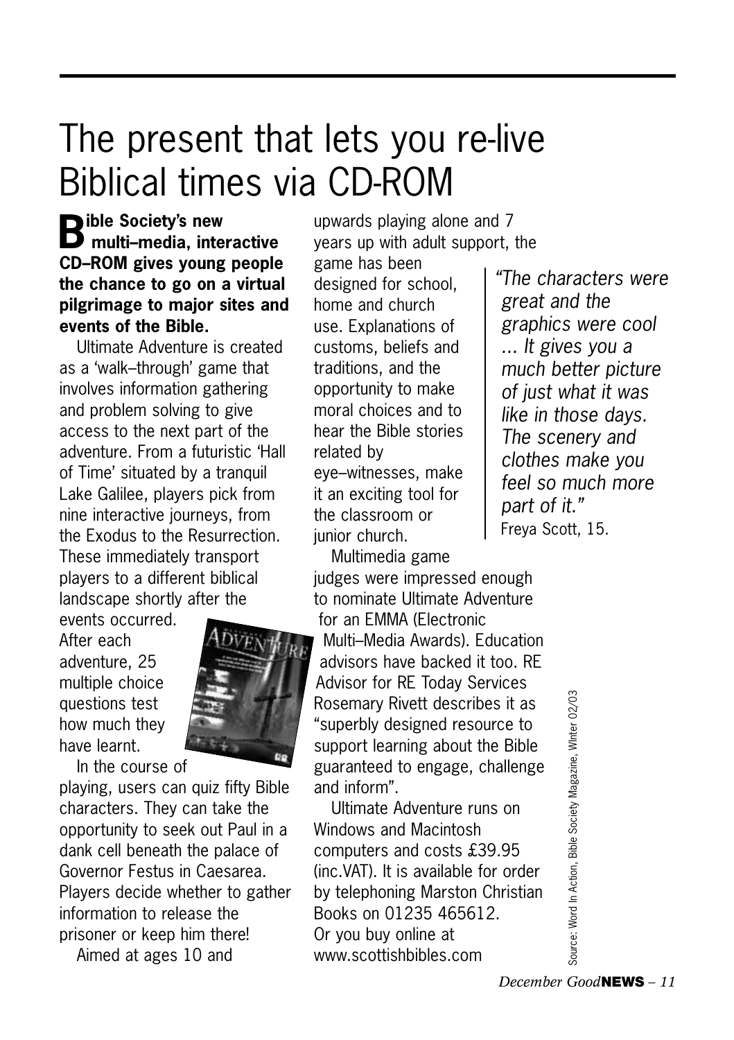# The present that lets you re-live Biblical times via CD-ROM

**Bible Society's new multi–media, interactive CD–ROM gives young people the chance to go on a virtual pilgrimage to major sites and events of the Bible.**

Ultimate Adventure is created as a 'walk–through' game that involves information gathering and problem solving to give access to the next part of the adventure. From a futuristic 'Hall of Time' situated by a tranquil Lake Galilee, players pick from nine interactive journeys, from the Exodus to the Resurrection. These immediately transport players to a different biblical landscape shortly after the events occurred. After each adventure, 25 multiple choice questions test how much they have learnt.

In the course of playing, users can quiz fifty Bible characters. They can take the opportunity to seek out Paul in a dank cell beneath the palace of Governor Festus in Caesarea. Players decide whether to gather information to release the prisoner or keep him there!

Aimed at ages 10 and upwards playing alone and 7 years up with adult support, the game has been designed for school, home and church use. Explanations of customs, beliefs and traditions, and the opportunity to make moral choices and to hear the Bible stories related by eye–witnesses, make it an exciting tool for the classroom or junior church.

> *"The characters were great and the graphics were cool ... It gives you a much better picture of just what it was like in those days. The scenery and clothes make you feel so much more part of it."*
> Freya Scott, 15.

Multimedia game judges were impressed enough to nominate Ultimate Adventure for an EMMA (Electronic Multi–Media Awards). Education advisors have backed it too. RE Advisor for RE Today Services Rosemary Rivett describes it as "superbly designed resource to support learning about the Bible guaranteed to engage, challenge and inform".

Ultimate Adventure runs on Windows and Macintosh computers and costs £39.95 (inc.VAT). It is available for order by telephoning Marston Christian Books on 01235 465612. Or you buy online at www.scottishbibles.com

Source: Word In Action, Bible Society Magazine, Winter 02/03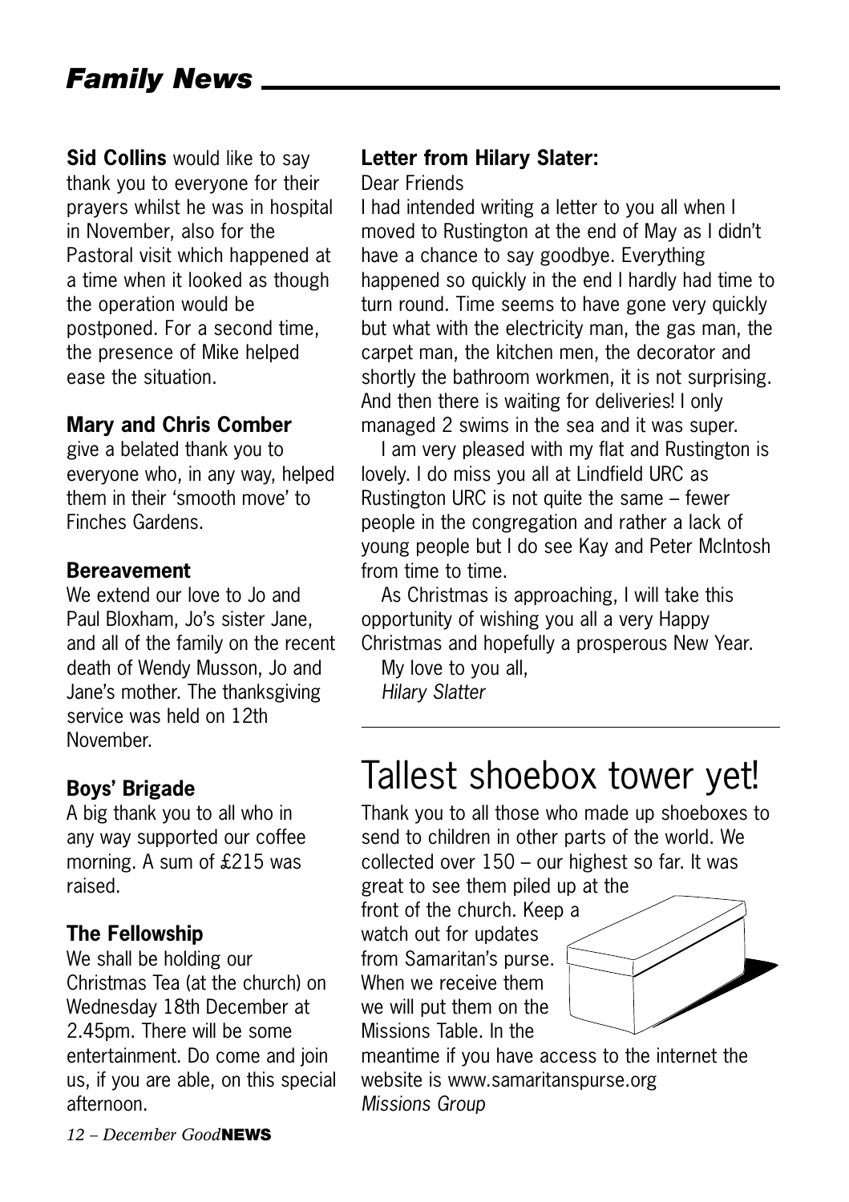# Family News

**Sid Collins** would like to say thank you to everyone for their prayers whilst he was in hospital in November, also for the Pastoral visit which happened at a time when it looked as though the operation would be postponed. For a second time, the presence of Mike helped ease the situation.

### Mary and Chris Comber

give a belated thank you to everyone who, in any way, helped them in their 'smooth move' to Finches Gardens.

### Bereavement

We extend our love to Jo and Paul Bloxham, Jo's sister Jane, and all of the family on the recent death of Wendy Musson, Jo and Jane's mother. The thanksgiving service was held on 12th November.

### Boys' Brigade

A big thank you to all who in any way supported our coffee morning. A sum of £215 was raised.

### The Fellowship

We shall be holding our Christmas Tea (at the church) on Wednesday 18th December at 2.45pm. There will be some entertainment. Do come and join us, if you are able, on this special afternoon.

### Letter from Hilary Slater:

Dear Friends

I had intended writing a letter to you all when I moved to Rustington at the end of May as I didn't have a chance to say goodbye. Everything happened so quickly in the end I hardly had time to turn round. Time seems to have gone very quickly but what with the electricity man, the gas man, the carpet man, the kitchen men, the decorator and shortly the bathroom workmen, it is not surprising. And then there is waiting for deliveries! I only managed 2 swims in the sea and it was super.

I am very pleased with my flat and Rustington is lovely. I do miss you all at Lindfield URC as Rustington URC is not quite the same – fewer people in the congregation and rather a lack of young people but I do see Kay and Peter McIntosh from time to time.

As Christmas is approaching, I will take this opportunity of wishing you all a very Happy Christmas and hopefully a prosperous New Year.

My love to you all,

*Hilary Slatter*

## Tallest shoebox tower yet!

Thank you to all those who made up shoeboxes to send to children in other parts of the world. We collected over 150 – our highest so far. It was great to see them piled up at the front of the church. Keep a watch out for updates from Samaritan's purse. When we receive them we will put them on the Missions Table. In the meantime if you have access to the internet the website is www.samaritanspurse.org

*Missions Group*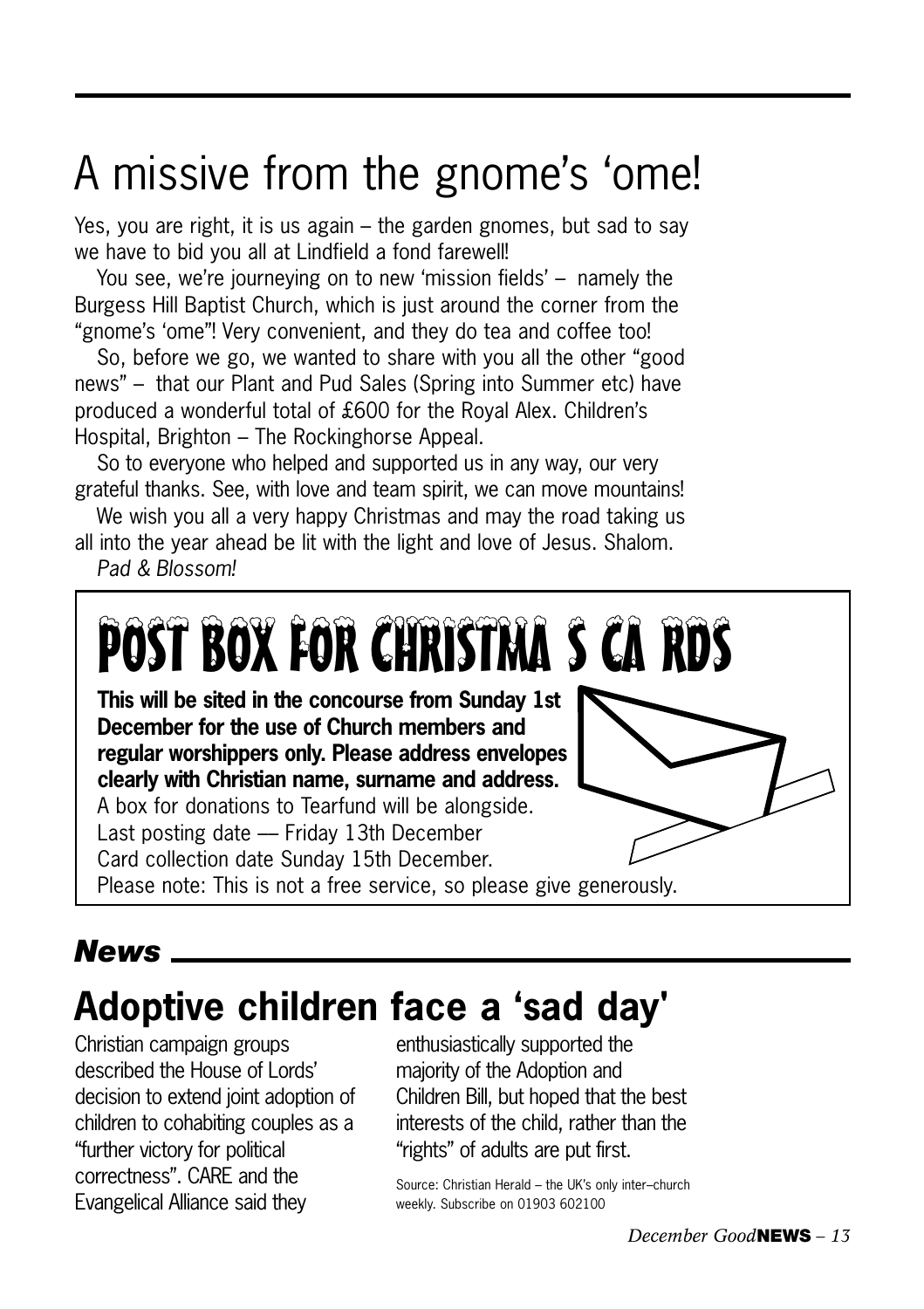# A missive from the gnome's 'ome!

Yes, you are right, it is us again – the garden gnomes, but sad to say we have to bid you all at Lindfield a fond farewell!

You see, we're journeying on to new 'mission fields' – namely the Burgess Hill Baptist Church, which is just around the corner from the "gnome's 'ome"! Very convenient, and they do tea and coffee too!

So, before we go, we wanted to share with you all the other "good news" – that our Plant and Pud Sales (Spring into Summer etc) have produced a wonderful total of £600 for the Royal Alex. Children's Hospital, Brighton – The Rockinghorse Appeal.

So to everyone who helped and supported us in any way, our very grateful thanks. See, with love and team spirit, we can move mountains!

We wish you all a very happy Christmas and may the road taking us all into the year ahead be lit with the light and love of Jesus. Shalom.

*Pad & Blossom!*

## POST BOX FOR CHRISTMAS CARDS

**This will be sited in the concourse from Sunday 1st December for the use of Church members and regular worshippers only. Please address envelopes clearly with Christian name, surname and address.**

A box for donations to Tearfund will be alongside.

Last posting date — Friday 13th December

Card collection date Sunday 15th December.

Please note: This is not a free service, so please give generously.

***News***

## Adoptive children face a 'sad day'

Christian campaign groups described the House of Lords' decision to extend joint adoption of children to cohabiting couples as a "further victory for political correctness". CARE and the Evangelical Alliance said they enthusiastically supported the majority of the Adoption and Children Bill, but hoped that the best interests of the child, rather than the "rights" of adults are put first.

Source: Christian Herald – the UK's only inter–church weekly. Subscribe on 01903 602100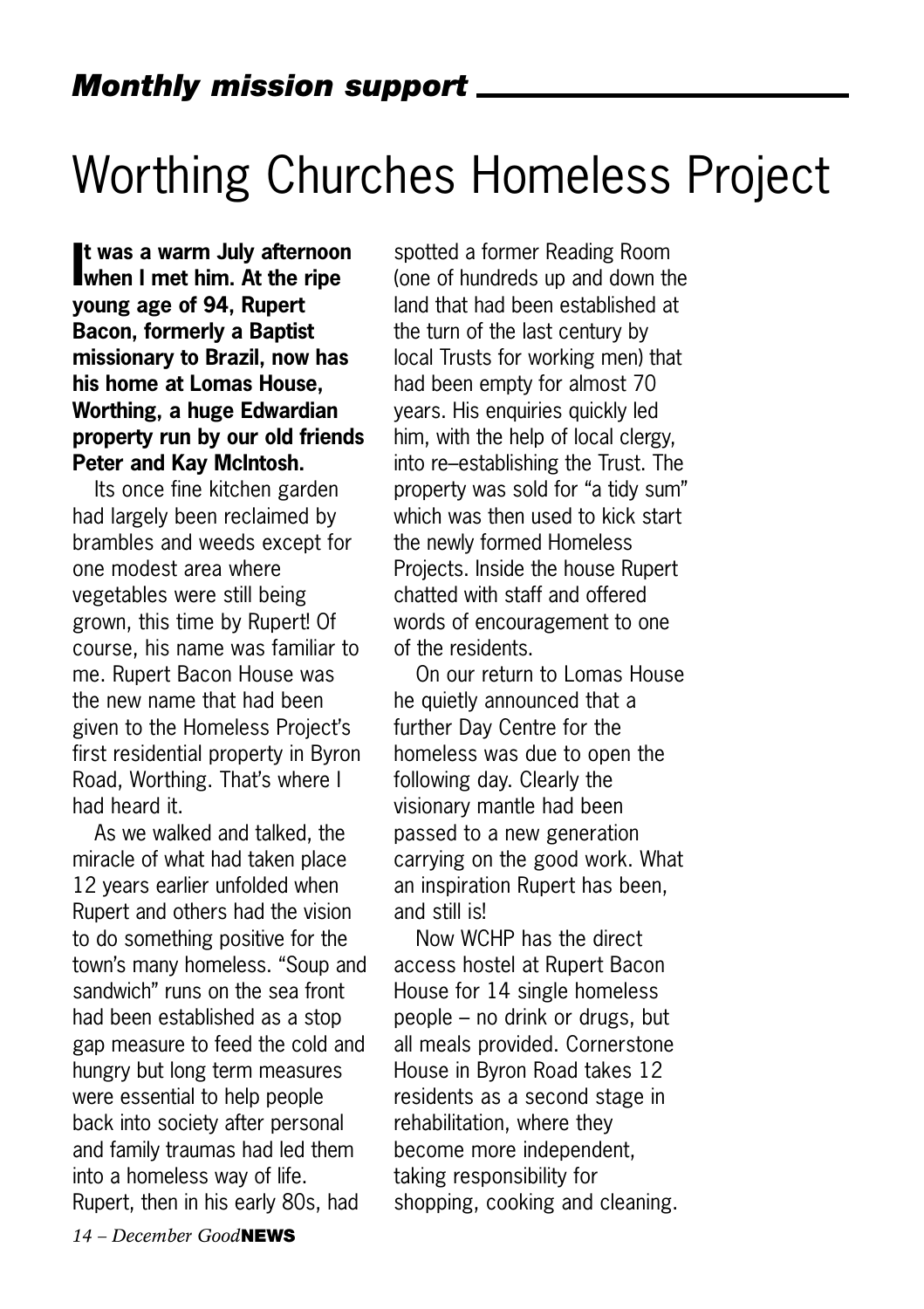## *Monthly mission support*

# Worthing Churches Homeless Project

**It was a warm July afternoon when I met him. At the ripe young age of 94, Rupert Bacon, formerly a Baptist missionary to Brazil, now has his home at Lomas House, Worthing, a huge Edwardian property run by our old friends Peter and Kay McIntosh.**

Its once fine kitchen garden had largely been reclaimed by brambles and weeds except for one modest area where vegetables were still being grown, this time by Rupert! Of course, his name was familiar to me. Rupert Bacon House was the new name that had been given to the Homeless Project's first residential property in Byron Road, Worthing. That's where I had heard it.

As we walked and talked, the miracle of what had taken place 12 years earlier unfolded when Rupert and others had the vision to do something positive for the town's many homeless. "Soup and sandwich" runs on the sea front had been established as a stop gap measure to feed the cold and hungry but long term measures were essential to help people back into society after personal and family traumas had led them into a homeless way of life. Rupert, then in his early 80s, had spotted a former Reading Room (one of hundreds up and down the land that had been established at the turn of the last century by local Trusts for working men) that had been empty for almost 70 years. His enquiries quickly led him, with the help of local clergy, into re–establishing the Trust. The property was sold for "a tidy sum" which was then used to kick start the newly formed Homeless Projects. Inside the house Rupert chatted with staff and offered words of encouragement to one of the residents.

On our return to Lomas House he quietly announced that a further Day Centre for the homeless was due to open the following day. Clearly the visionary mantle had been passed to a new generation carrying on the good work. What an inspiration Rupert has been, and still is!

Now WCHP has the direct access hostel at Rupert Bacon House for 14 single homeless people – no drink or drugs, but all meals provided. Cornerstone House in Byron Road takes 12 residents as a second stage in rehabilitation, where they become more independent, taking responsibility for shopping, cooking and cleaning.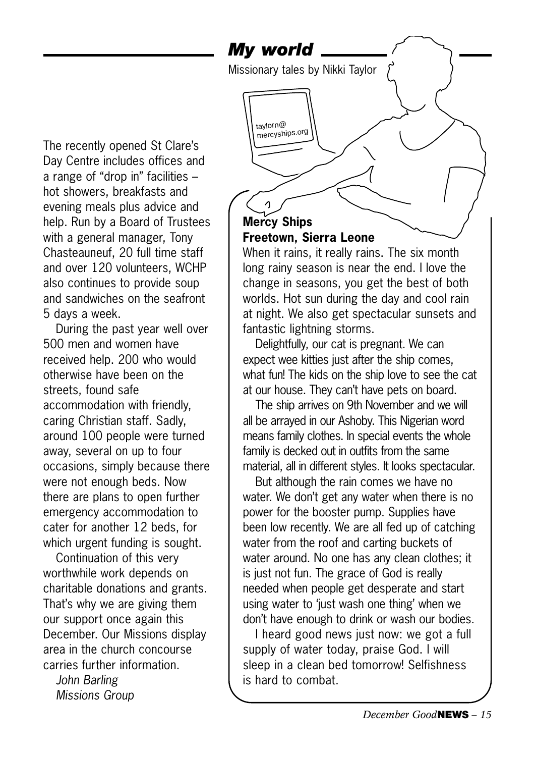The recently opened St Clare's Day Centre includes offices and a range of "drop in" facilities – hot showers, breakfasts and evening meals plus advice and help. Run by a Board of Trustees with a general manager, Tony Chasteauneuf, 20 full time staff and over 120 volunteers, WCHP also continues to provide soup and sandwiches on the seafront 5 days a week.

During the past year well over 500 men and women have received help. 200 who would otherwise have been on the streets, found safe accommodation with friendly, caring Christian staff. Sadly, around 100 people were turned away, several on up to four occasions, simply because there were not enough beds. Now there are plans to open further emergency accommodation to cater for another 12 beds, for which urgent funding is sought.

Continuation of this very worthwhile work depends on charitable donations and grants. That's why we are giving them our support once again this December. Our Missions display area in the church concourse carries further information.

*John Barling*
*Missions Group*

## *My world*

Missionary tales by Nikki Taylor

taylorn@mercyships.org

**Mercy Ships**
**Freetown, Sierra Leone**

When it rains, it really rains. The six month long rainy season is near the end. I love the change in seasons, you get the best of both worlds. Hot sun during the day and cool rain at night. We also get spectacular sunsets and fantastic lightning storms.

Delightfully, our cat is pregnant. We can expect wee kitties just after the ship comes, what fun! The kids on the ship love to see the cat at our house. They can't have pets on board.

The ship arrives on 9th November and we will all be arrayed in our Ashoby. This Nigerian word means family clothes. In special events the whole family is decked out in outfits from the same material, all in different styles. It looks spectacular.

But although the rain comes we have no water. We don't get any water when there is no power for the booster pump. Supplies have been low recently. We are all fed up of catching water from the roof and carting buckets of water around. No one has any clean clothes; it is just not fun. The grace of God is really needed when people get desperate and start using water to 'just wash one thing' when we don't have enough to drink or wash our bodies.

I heard good news just now: we got a full supply of water today, praise God. I will sleep in a clean bed tomorrow! Selfishness is hard to combat.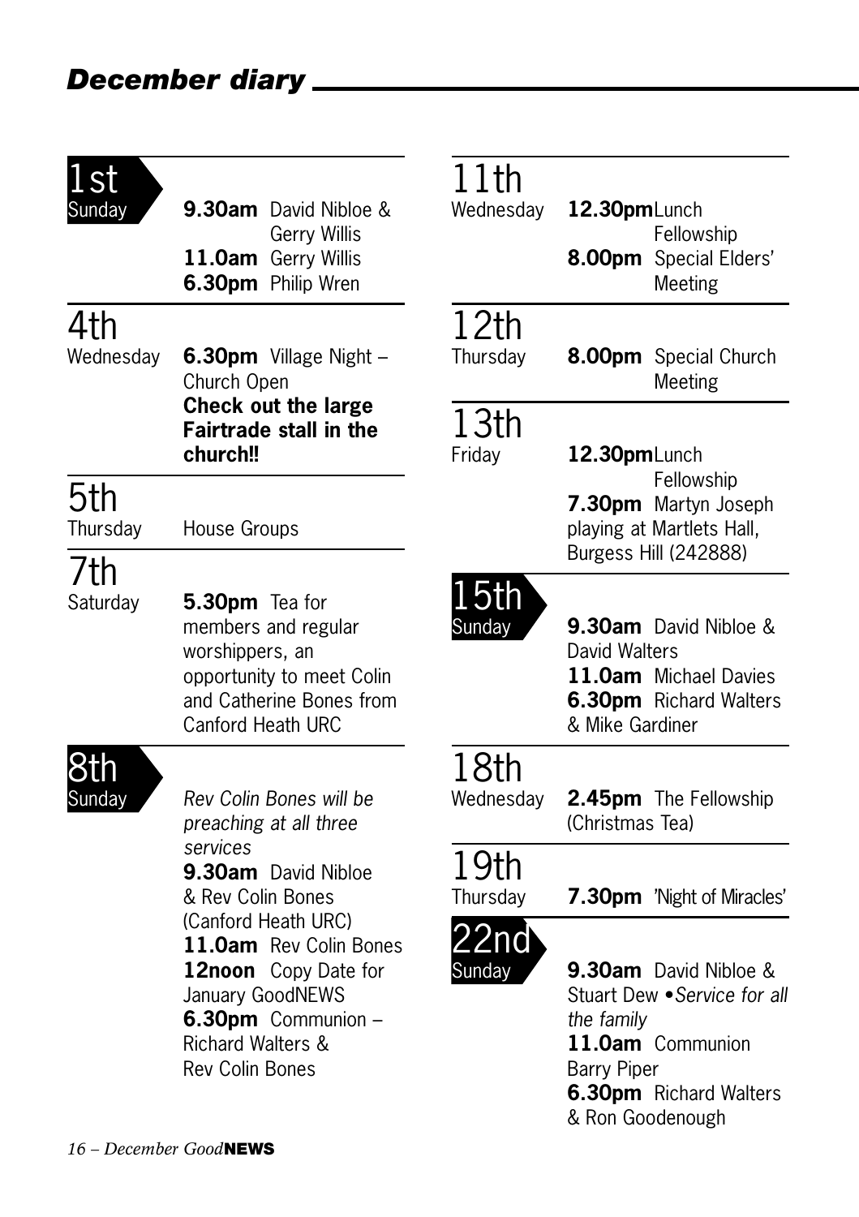## *December diary*

**1st Sunday**

**9.30am** David Nibloe & Gerry Willis
**11.0am** Gerry Willis
**6.30pm** Philip Wren

**4th Wednesday**

**6.30pm** Village Night – Church Open
**Check out the large Fairtrade stall in the church!!**

**5th Thursday**

House Groups

**7th Saturday**

**5.30pm** Tea for members and regular worshippers, an opportunity to meet Colin and Catherine Bones from Canford Heath URC

**8th Sunday**

*Rev Colin Bones will be preaching at all three services*
**9.30am** David Nibloe & Rev Colin Bones (Canford Heath URC)
**11.0am** Rev Colin Bones
**12noon** Copy Date for January GoodNEWS
**6.30pm** Communion – Richard Walters & Rev Colin Bones

**11th Wednesday**

**12.30pm** Lunch Fellowship
**8.00pm** Special Elders' Meeting

**12th Thursday**

**8.00pm** Special Church Meeting

**13th Friday**

**12.30pm** Lunch Fellowship
**7.30pm** Martyn Joseph playing at Martlets Hall, Burgess Hill (242888)

**15th Sunday**

**9.30am** David Nibloe & David Walters
**11.0am** Michael Davies
**6.30pm** Richard Walters & Mike Gardiner

**18th Wednesday**

**2.45pm** The Fellowship (Christmas Tea)

**19th Thursday**

**7.30pm** 'Night of Miracles'

**22nd Sunday**

**9.30am** David Nibloe & Stuart Dew • *Service for all the family*
**11.0am** Communion Barry Piper
**6.30pm** Richard Walters & Ron Goodenough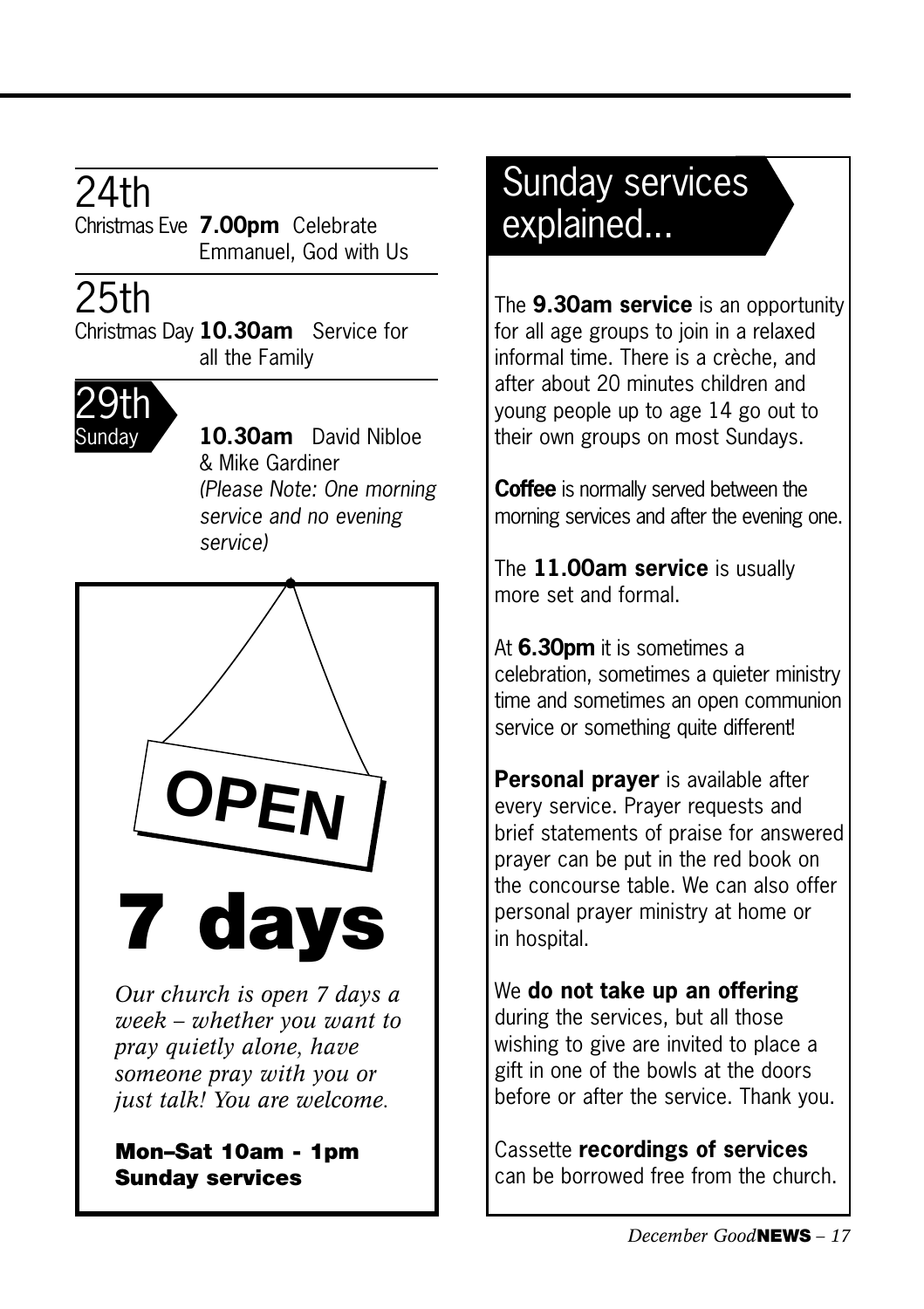## 24th

Christmas Eve **7.00pm** Celebrate Emmanuel, God with Us

## 25th

Christmas Day **10.30am** Service for all the Family

## 29th

Sunday **10.30am** David Nibloe & Mike Gardiner
*(Please Note: One morning service and no evening service)*

**OPEN**

# 7 days

*Our church is open 7 days a week – whether you want to pray quietly alone, have someone pray with you or just talk! You are welcome.*

**Mon–Sat 10am - 1pm**
**Sunday services**

## Sunday services explained...

The **9.30am service** is an opportunity for all age groups to join in a relaxed informal time. There is a crèche, and after about 20 minutes children and young people up to age 14 go out to their own groups on most Sundays.

**Coffee** is normally served between the morning services and after the evening one.

The **11.00am service** is usually more set and formal.

At **6.30pm** it is sometimes a celebration, sometimes a quieter ministry time and sometimes an open communion service or something quite different!

**Personal prayer** is available after every service. Prayer requests and brief statements of praise for answered prayer can be put in the red book on the concourse table. We can also offer personal prayer ministry at home or in hospital.

We **do not take up an offering** during the services, but all those wishing to give are invited to place a gift in one of the bowls at the doors before or after the service. Thank you.

Cassette **recordings of services** can be borrowed free from the church.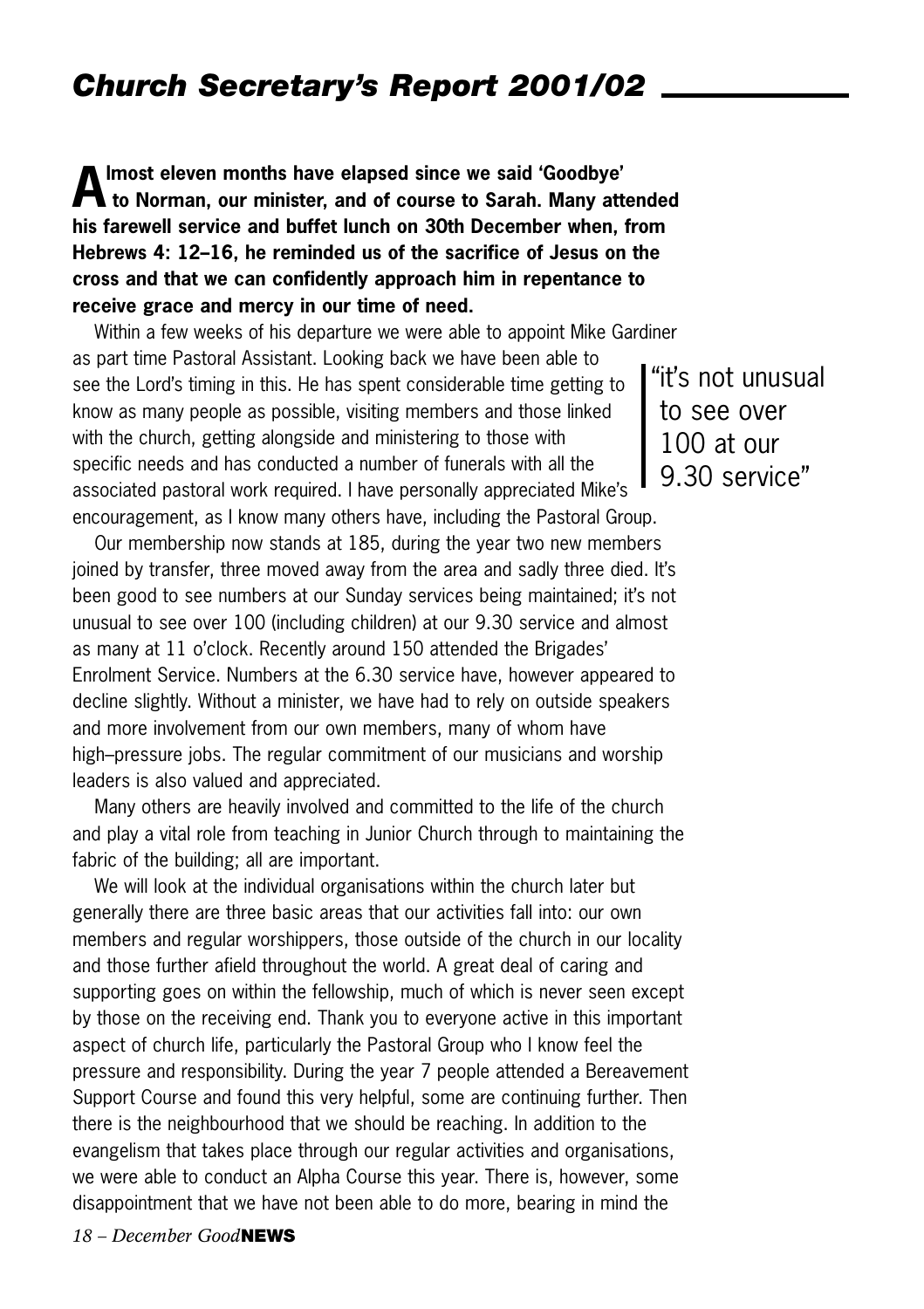## *Church Secretary's Report 2001/02*

**Almost eleven months have elapsed since we said 'Goodbye' to Norman, our minister, and of course to Sarah. Many attended his farewell service and buffet lunch on 30th December when, from Hebrews 4: 12–16, he reminded us of the sacrifice of Jesus on the cross and that we can confidently approach him in repentance to receive grace and mercy in our time of need.**

Within a few weeks of his departure we were able to appoint Mike Gardiner as part time Pastoral Assistant. Looking back we have been able to see the Lord's timing in this. He has spent considerable time getting to know as many people as possible, visiting members and those linked with the church, getting alongside and ministering to those with specific needs and has conducted a number of funerals with all the associated pastoral work required. I have personally appreciated Mike's encouragement, as I know many others have, including the Pastoral Group.

> "it's not unusual to see over 100 at our 9.30 service"

Our membership now stands at 185, during the year two new members joined by transfer, three moved away from the area and sadly three died. It's been good to see numbers at our Sunday services being maintained; it's not unusual to see over 100 (including children) at our 9.30 service and almost as many at 11 o'clock. Recently around 150 attended the Brigades' Enrolment Service. Numbers at the 6.30 service have, however appeared to decline slightly. Without a minister, we have had to rely on outside speakers and more involvement from our own members, many of whom have high–pressure jobs. The regular commitment of our musicians and worship leaders is also valued and appreciated.

Many others are heavily involved and committed to the life of the church and play a vital role from teaching in Junior Church through to maintaining the fabric of the building; all are important.

We will look at the individual organisations within the church later but generally there are three basic areas that our activities fall into: our own members and regular worshippers, those outside of the church in our locality and those further afield throughout the world. A great deal of caring and supporting goes on within the fellowship, much of which is never seen except by those on the receiving end. Thank you to everyone active in this important aspect of church life, particularly the Pastoral Group who I know feel the pressure and responsibility. During the year 7 people attended a Bereavement Support Course and found this very helpful, some are continuing further. Then there is the neighbourhood that we should be reaching. In addition to the evangelism that takes place through our regular activities and organisations, we were able to conduct an Alpha Course this year. There is, however, some disappointment that we have not been able to do more, bearing in mind the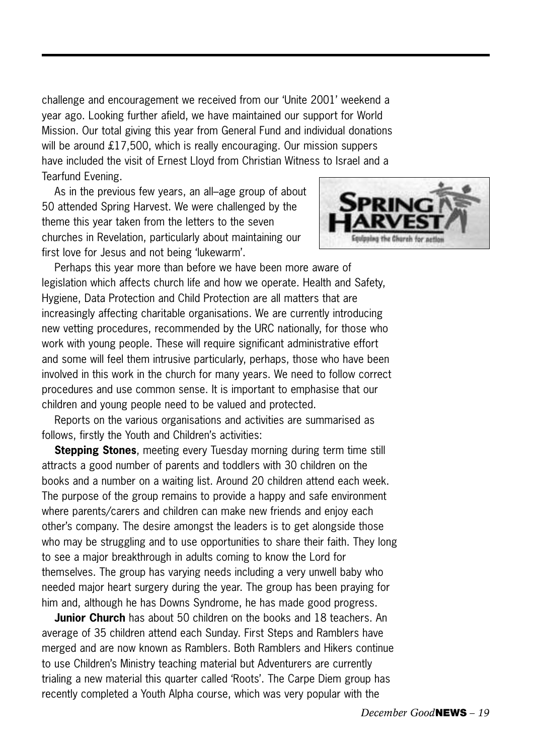challenge and encouragement we received from our 'Unite 2001' weekend a year ago. Looking further afield, we have maintained our support for World Mission. Our total giving this year from General Fund and individual donations will be around £17,500, which is really encouraging. Our mission suppers have included the visit of Ernest Lloyd from Christian Witness to Israel and a Tearfund Evening.

As in the previous few years, an all–age group of about 50 attended Spring Harvest. We were challenged by the theme this year taken from the letters to the seven churches in Revelation, particularly about maintaining our first love for Jesus and not being 'lukewarm'.

Perhaps this year more than before we have been more aware of legislation which affects church life and how we operate. Health and Safety, Hygiene, Data Protection and Child Protection are all matters that are increasingly affecting charitable organisations. We are currently introducing new vetting procedures, recommended by the URC nationally, for those who work with young people. These will require significant administrative effort and some will feel them intrusive particularly, perhaps, those who have been involved in this work in the church for many years. We need to follow correct procedures and use common sense. It is important to emphasise that our children and young people need to be valued and protected.

Reports on the various organisations and activities are summarised as follows, firstly the Youth and Children's activities:

**Stepping Stones**, meeting every Tuesday morning during term time still attracts a good number of parents and toddlers with 30 children on the books and a number on a waiting list. Around 20 children attend each week. The purpose of the group remains to provide a happy and safe environment where parents/carers and children can make new friends and enjoy each other's company. The desire amongst the leaders is to get alongside those who may be struggling and to use opportunities to share their faith. They long to see a major breakthrough in adults coming to know the Lord for themselves. The group has varying needs including a very unwell baby who needed major heart surgery during the year. The group has been praying for him and, although he has Downs Syndrome, he has made good progress.

**Junior Church** has about 50 children on the books and 18 teachers. An average of 35 children attend each Sunday. First Steps and Ramblers have merged and are now known as Ramblers. Both Ramblers and Hikers continue to use Children's Ministry teaching material but Adventurers are currently trialing a new material this quarter called 'Roots'. The Carpe Diem group has recently completed a Youth Alpha course, which was very popular with the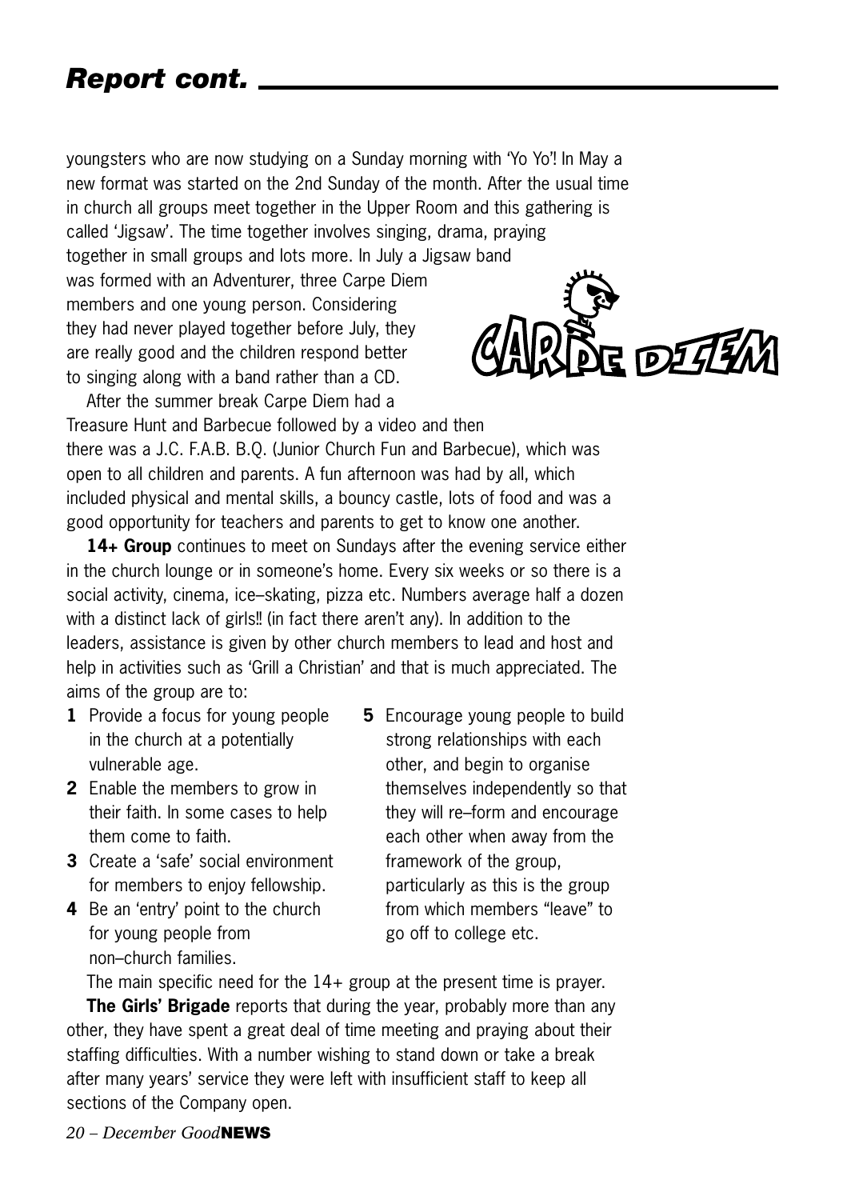## *Report cont.*

youngsters who are now studying on a Sunday morning with 'Yo Yo'! In May a new format was started on the 2nd Sunday of the month. After the usual time in church all groups meet together in the Upper Room and this gathering is called 'Jigsaw'. The time together involves singing, drama, praying together in small groups and lots more. In July a Jigsaw band was formed with an Adventurer, three Carpe Diem members and one young person. Considering they had never played together before July, they are really good and the children respond better to singing along with a band rather than a CD.

After the summer break Carpe Diem had a Treasure Hunt and Barbecue followed by a video and then there was a J.C. F.A.B. B.Q. (Junior Church Fun and Barbecue), which was open to all children and parents. A fun afternoon was had by all, which included physical and mental skills, a bouncy castle, lots of food and was a good opportunity for teachers and parents to get to know one another.

**14+ Group** continues to meet on Sundays after the evening service either in the church lounge or in someone's home. Every six weeks or so there is a social activity, cinema, ice–skating, pizza etc. Numbers average half a dozen with a distinct lack of girls‼ (in fact there aren't any). In addition to the leaders, assistance is given by other church members to lead and host and help in activities such as 'Grill a Christian' and that is much appreciated. The aims of the group are to:

1. Provide a focus for young people in the church at a potentially vulnerable age.
2. Enable the members to grow in their faith. In some cases to help them come to faith.
3. Create a 'safe' social environment for members to enjoy fellowship.
4. Be an 'entry' point to the church for young people from non–church families.
5. Encourage young people to build strong relationships with each other, and begin to organise themselves independently so that they will re–form and encourage each other when away from the framework of the group, particularly as this is the group from which members "leave" to go off to college etc.

The main specific need for the 14+ group at the present time is prayer.

**The Girls' Brigade** reports that during the year, probably more than any other, they have spent a great deal of time meeting and praying about their staffing difficulties. With a number wishing to stand down or take a break after many years' service they were left with insufficient staff to keep all sections of the Company open.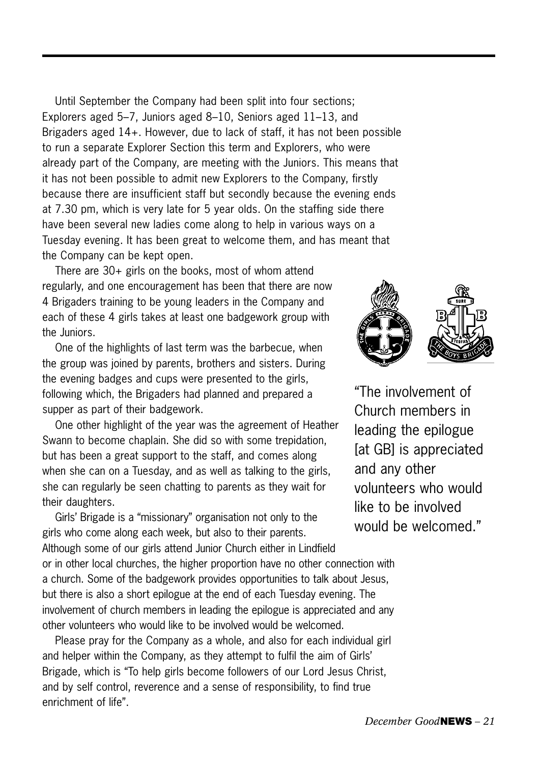Until September the Company had been split into four sections; Explorers aged 5–7, Juniors aged 8–10, Seniors aged 11–13, and Brigaders aged 14+. However, due to lack of staff, it has not been possible to run a separate Explorer Section this term and Explorers, who were already part of the Company, are meeting with the Juniors. This means that it has not been possible to admit new Explorers to the Company, firstly because there are insufficient staff but secondly because the evening ends at 7.30 pm, which is very late for 5 year olds. On the staffing side there have been several new ladies come along to help in various ways on a Tuesday evening. It has been great to welcome them, and has meant that the Company can be kept open.

There are 30+ girls on the books, most of whom attend regularly, and one encouragement has been that there are now 4 Brigaders training to be young leaders in the Company and each of these 4 girls takes at least one badgework group with the Juniors.

One of the highlights of last term was the barbecue, when the group was joined by parents, brothers and sisters. During the evening badges and cups were presented to the girls, following which, the Brigaders had planned and prepared a supper as part of their badgework.

One other highlight of the year was the agreement of Heather Swann to become chaplain. She did so with some trepidation, but has been a great support to the staff, and comes along when she can on a Tuesday, and as well as talking to the girls, she can regularly be seen chatting to parents as they wait for their daughters.

> "The involvement of Church members in leading the epilogue [at GB] is appreciated and any other volunteers who would like to be involved would be welcomed."

Girls' Brigade is a "missionary" organisation not only to the girls who come along each week, but also to their parents. Although some of our girls attend Junior Church either in Lindfield or in other local churches, the higher proportion have no other connection with a church. Some of the badgework provides opportunities to talk about Jesus, but there is also a short epilogue at the end of each Tuesday evening. The involvement of church members in leading the epilogue is appreciated and any other volunteers who would like to be involved would be welcomed.

Please pray for the Company as a whole, and also for each individual girl and helper within the Company, as they attempt to fulfil the aim of Girls' Brigade, which is "To help girls become followers of our Lord Jesus Christ, and by self control, reverence and a sense of responsibility, to find true enrichment of life".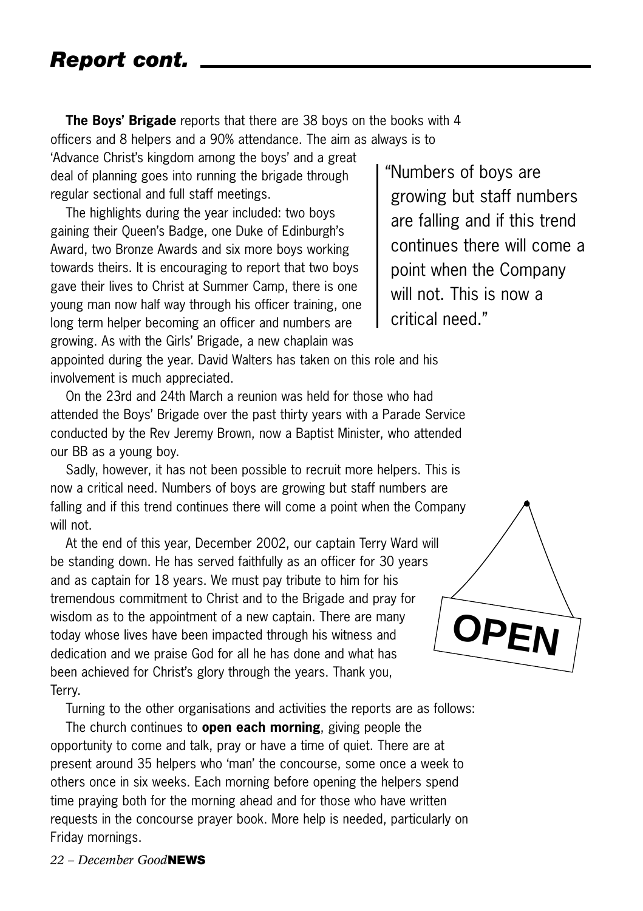## *Report cont.*

**The Boys' Brigade** reports that there are 38 boys on the books with 4 officers and 8 helpers and a 90% attendance. The aim as always is to 'Advance Christ's kingdom among the boys' and a great deal of planning goes into running the brigade through regular sectional and full staff meetings.

> "Numbers of boys are growing but staff numbers are falling and if this trend continues there will come a point when the Company will not. This is now a critical need."

The highlights during the year included: two boys gaining their Queen's Badge, one Duke of Edinburgh's Award, two Bronze Awards and six more boys working towards theirs. It is encouraging to report that two boys gave their lives to Christ at Summer Camp, there is one young man now half way through his officer training, one long term helper becoming an officer and numbers are growing. As with the Girls' Brigade, a new chaplain was appointed during the year. David Walters has taken on this role and his involvement is much appreciated.

On the 23rd and 24th March a reunion was held for those who had attended the Boys' Brigade over the past thirty years with a Parade Service conducted by the Rev Jeremy Brown, now a Baptist Minister, who attended our BB as a young boy.

Sadly, however, it has not been possible to recruit more helpers. This is now a critical need. Numbers of boys are growing but staff numbers are falling and if this trend continues there will come a point when the Company will not.

At the end of this year, December 2002, our captain Terry Ward will be standing down. He has served faithfully as an officer for 30 years and as captain for 18 years. We must pay tribute to him for his tremendous commitment to Christ and to the Brigade and pray for wisdom as to the appointment of a new captain. There are many today whose lives have been impacted through his witness and dedication and we praise God for all he has done and what has been achieved for Christ's glory through the years. Thank you, Terry.

OPEN

Turning to the other organisations and activities the reports are as follows:

The church continues to **open each morning**, giving people the opportunity to come and talk, pray or have a time of quiet. There are at present around 35 helpers who 'man' the concourse, some once a week to others once in six weeks. Each morning before opening the helpers spend time praying both for the morning ahead and for those who have written requests in the concourse prayer book. More help is needed, particularly on Friday mornings.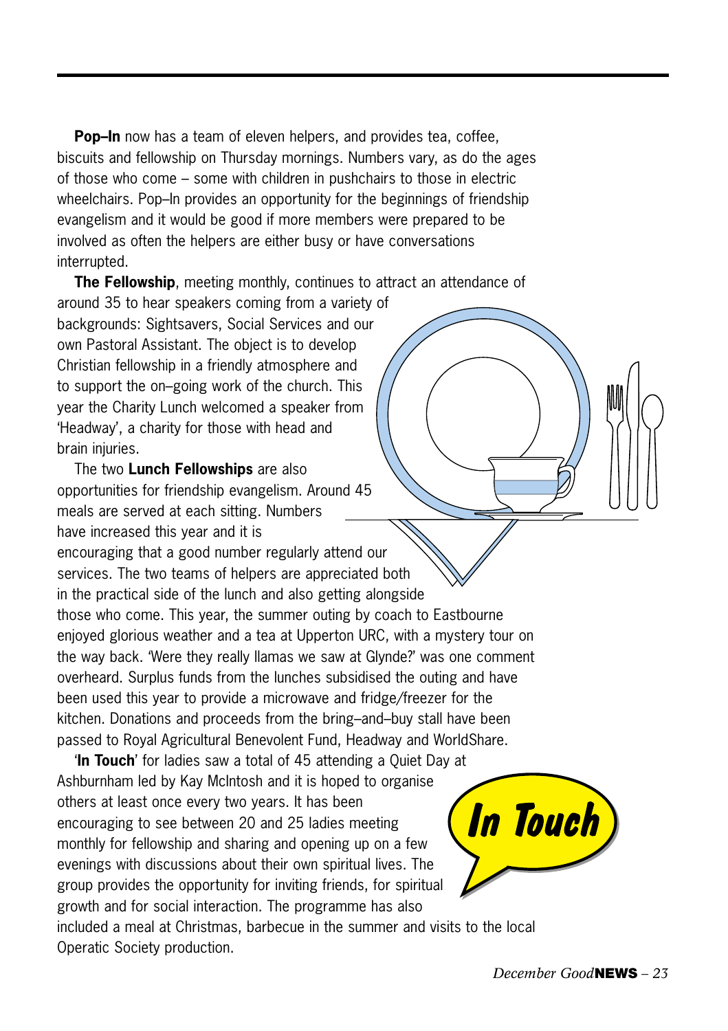**Pop–In** now has a team of eleven helpers, and provides tea, coffee, biscuits and fellowship on Thursday mornings. Numbers vary, as do the ages of those who come – some with children in pushchairs to those in electric wheelchairs. Pop–In provides an opportunity for the beginnings of friendship evangelism and it would be good if more members were prepared to be involved as often the helpers are either busy or have conversations interrupted.

**The Fellowship**, meeting monthly, continues to attract an attendance of around 35 to hear speakers coming from a variety of backgrounds: Sightsavers, Social Services and our own Pastoral Assistant. The object is to develop Christian fellowship in a friendly atmosphere and to support the on–going work of the church. This year the Charity Lunch welcomed a speaker from 'Headway', a charity for those with head and brain injuries.

The two **Lunch Fellowships** are also opportunities for friendship evangelism. Around 45 meals are served at each sitting. Numbers have increased this year and it is encouraging that a good number regularly attend our services. The two teams of helpers are appreciated both in the practical side of the lunch and also getting alongside those who come. This year, the summer outing by coach to Eastbourne enjoyed glorious weather and a tea at Upperton URC, with a mystery tour on the way back. 'Were they really llamas we saw at Glynde?' was one comment overheard. Surplus funds from the lunches subsidised the outing and have been used this year to provide a microwave and fridge/freezer for the kitchen. Donations and proceeds from the bring–and–buy stall have been passed to Royal Agricultural Benevolent Fund, Headway and WorldShare.

'**In Touch**' for ladies saw a total of 45 attending a Quiet Day at Ashburnham led by Kay McIntosh and it is hoped to organise others at least once every two years. It has been encouraging to see between 20 and 25 ladies meeting monthly for fellowship and sharing and opening up on a few evenings with discussions about their own spiritual lives. The group provides the opportunity for inviting friends, for spiritual growth and for social interaction. The programme has also included a meal at Christmas, barbecue in the summer and visits to the local Operatic Society production.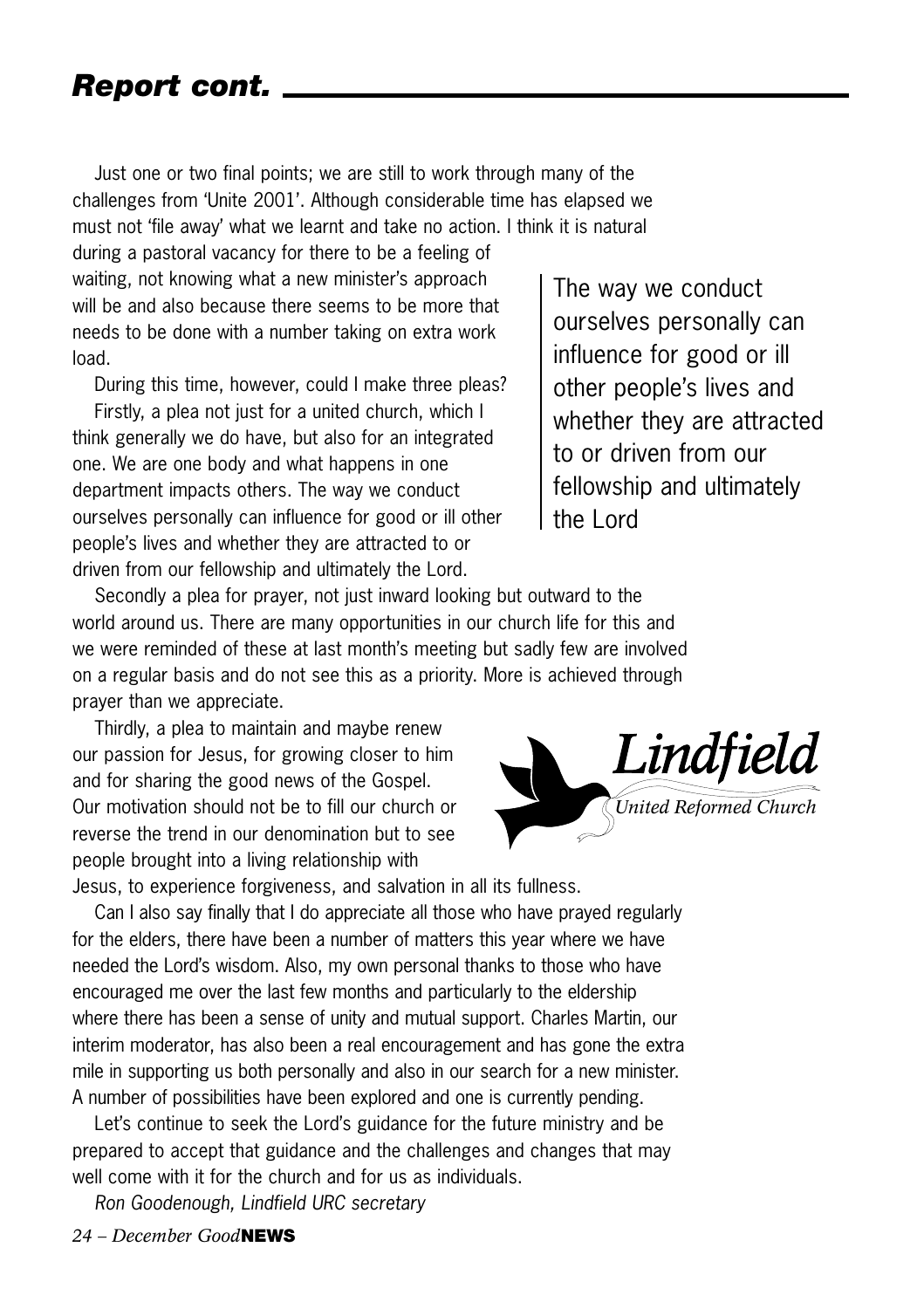## *Report cont.*

Just one or two final points; we are still to work through many of the challenges from 'Unite 2001'. Although considerable time has elapsed we must not 'file away' what we learnt and take no action. I think it is natural during a pastoral vacancy for there to be a feeling of waiting, not knowing what a new minister's approach will be and also because there seems to be more that needs to be done with a number taking on extra work load.

During this time, however, could I make three pleas?

Firstly, a plea not just for a united church, which I think generally we do have, but also for an integrated one. We are one body and what happens in one department impacts others. The way we conduct ourselves personally can influence for good or ill other people's lives and whether they are attracted to or driven from our fellowship and ultimately the Lord.

> The way we conduct ourselves personally can influence for good or ill other people's lives and whether they are attracted to or driven from our fellowship and ultimately the Lord

Secondly a plea for prayer, not just inward looking but outward to the world around us. There are many opportunities in our church life for this and we were reminded of these at last month's meeting but sadly few are involved on a regular basis and do not see this as a priority. More is achieved through prayer than we appreciate.

Thirdly, a plea to maintain and maybe renew our passion for Jesus, for growing closer to him and for sharing the good news of the Gospel. Our motivation should not be to fill our church or reverse the trend in our denomination but to see people brought into a living relationship with Jesus, to experience forgiveness, and salvation in all its fullness.

*Lindfield*
*United Reformed Church*

Can I also say finally that I do appreciate all those who have prayed regularly for the elders, there have been a number of matters this year where we have needed the Lord's wisdom. Also, my own personal thanks to those who have encouraged me over the last few months and particularly to the eldership where there has been a sense of unity and mutual support. Charles Martin, our interim moderator, has also been a real encouragement and has gone the extra mile in supporting us both personally and also in our search for a new minister. A number of possibilities have been explored and one is currently pending.

Let's continue to seek the Lord's guidance for the future ministry and be prepared to accept that guidance and the challenges and changes that may well come with it for the church and for us as individuals.

*Ron Goodenough, Lindfield URC secretary*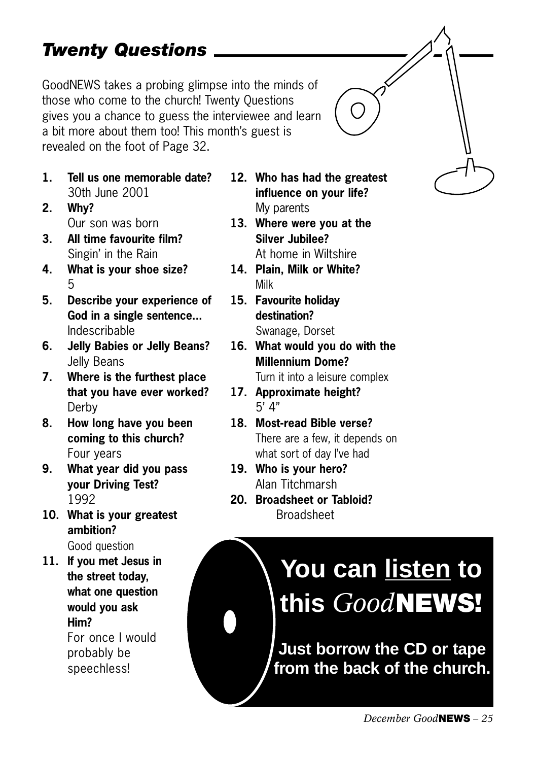## *Twenty Questions*

GoodNEWS takes a probing glimpse into the minds of those who come to the church! Twenty Questions gives you a chance to guess the interviewee and learn a bit more about them too! This month's guest is revealed on the foot of Page 32.

1. **Tell us one memorable date?**
   30th June 2001
2. **Why?**
   Our son was born
3. **All time favourite film?**
   Singin' in the Rain
4. **What is your shoe size?**
   5
5. **Describe your experience of God in a single sentence...**
   Indescribable
6. **Jelly Babies or Jelly Beans?**
   Jelly Beans
7. **Where is the furthest place that you have ever worked?**
   Derby
8. **How long have you been coming to this church?**
   Four years
9. **What year did you pass your Driving Test?**
   1992
10. **What is your greatest ambition?**
    Good question
11. **If you met Jesus in the street today, what one question would you ask Him?**
    For once I would probably be speechless!
12. **Who has had the greatest influence on your life?**
    My parents
13. **Where were you at the Silver Jubilee?**
    At home in Wiltshire
14. **Plain, Milk or White?**
    Milk
15. **Favourite holiday destination?**
    Swanage, Dorset
16. **What would you do with the Millennium Dome?**
    Turn it into a leisure complex
17. **Approximate height?**
    5' 4"
18. **Most-read Bible verse?**
    There are a few, it depends on what sort of day I've had
19. **Who is your hero?**
    Alan Titchmarsh
20. **Broadsheet or Tabloid?**
    Broadsheet

# You can <u>listen</u> to this *Good*NEWS!

**Just borrow the CD or tape from the back of the church.**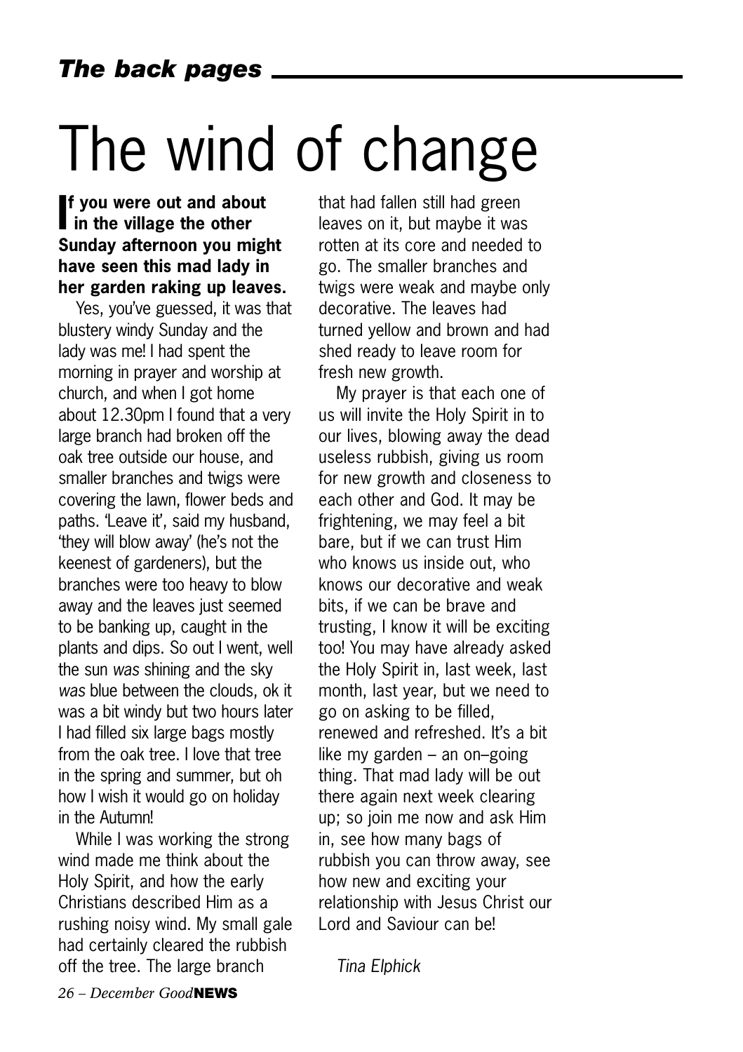# The wind of change

**If you were out and about in the village the other Sunday afternoon you might have seen this mad lady in her garden raking up leaves.**

Yes, you've guessed, it was that blustery windy Sunday and the lady was me! I had spent the morning in prayer and worship at church, and when I got home about 12.30pm I found that a very large branch had broken off the oak tree outside our house, and smaller branches and twigs were covering the lawn, flower beds and paths. 'Leave it', said my husband, 'they will blow away' (he's not the keenest of gardeners), but the branches were too heavy to blow away and the leaves just seemed to be banking up, caught in the plants and dips. So out I went, well the sun *was* shining and the sky *was* blue between the clouds, ok it was a bit windy but two hours later I had filled six large bags mostly from the oak tree. I love that tree in the spring and summer, but oh how I wish it would go on holiday in the Autumn!

While I was working the strong wind made me think about the Holy Spirit, and how the early Christians described Him as a rushing noisy wind. My small gale had certainly cleared the rubbish off the tree. The large branch that had fallen still had green leaves on it, but maybe it was rotten at its core and needed to go. The smaller branches and twigs were weak and maybe only decorative. The leaves had turned yellow and brown and had shed ready to leave room for fresh new growth.

My prayer is that each one of us will invite the Holy Spirit in to our lives, blowing away the dead useless rubbish, giving us room for new growth and closeness to each other and God. It may be frightening, we may feel a bit bare, but if we can trust Him who knows us inside out, who knows our decorative and weak bits, if we can be brave and trusting, I know it will be exciting too! You may have already asked the Holy Spirit in, last week, last month, last year, but we need to go on asking to be filled, renewed and refreshed. It's a bit like my garden – an on–going thing. That mad lady will be out there again next week clearing up; so join me now and ask Him in, see how many bags of rubbish you can throw away, see how new and exciting your relationship with Jesus Christ our Lord and Saviour can be!

*Tina Elphick*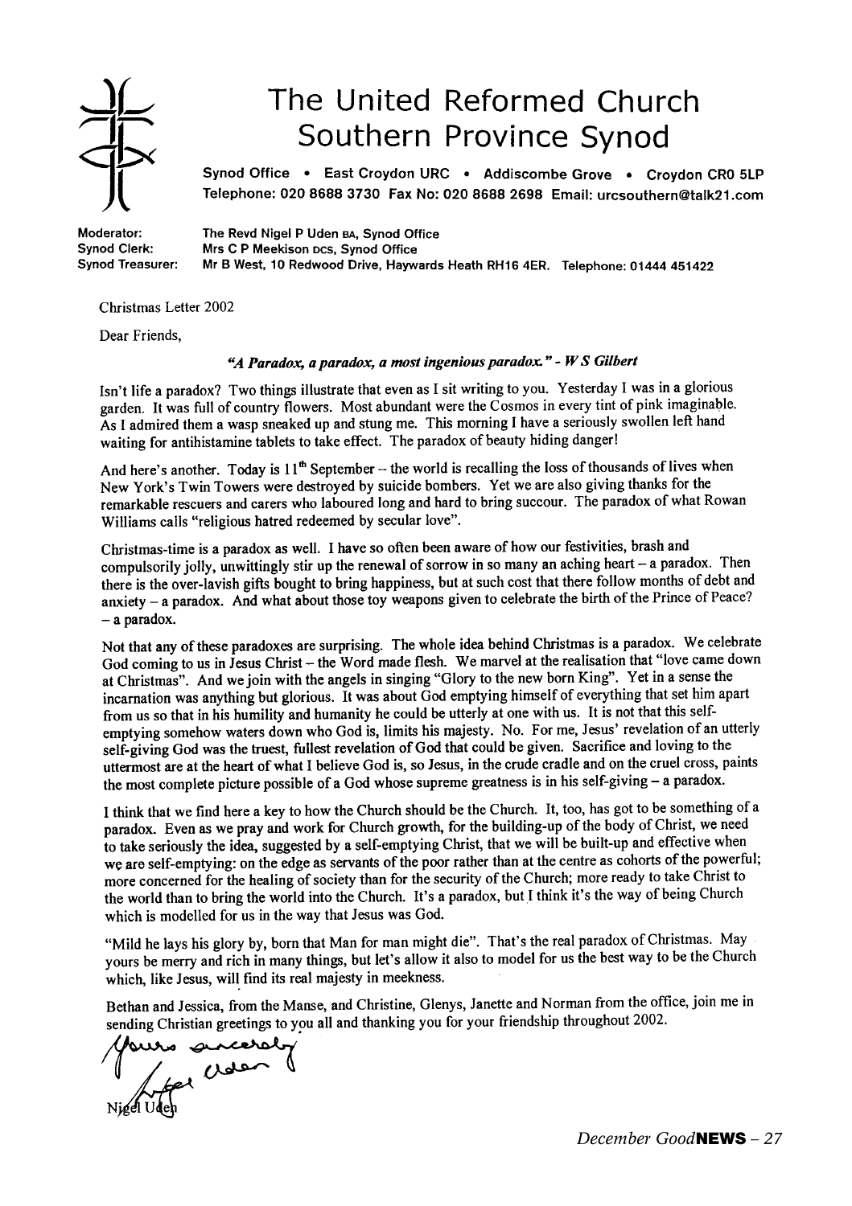# The United Reformed Church Southern Province Synod

Synod Office • East Croydon URC • Addiscombe Grove • Croydon CR0 5LP
Telephone: 020 8688 3730 Fax No: 020 8688 2698 Email: urcsouthern@talk21.com

Moderator: The Revd Nigel P Uden BA, Synod Office
Synod Clerk: Mrs C P Meekison DCS, Synod Office
Synod Treasurer: Mr B West, 10 Redwood Drive, Haywards Heath RH16 4ER. Telephone: 01444 451422

Christmas Letter 2002

Dear Friends,

***"A Paradox, a paradox, a most ingenious paradox." - W S Gilbert***

Isn't life a paradox? Two things illustrate that even as I sit writing to you. Yesterday I was in a glorious garden. It was full of country flowers. Most abundant were the Cosmos in every tint of pink imaginable. As I admired them a wasp sneaked up and stung me. This morning I have a seriously swollen left hand waiting for antihistamine tablets to take effect. The paradox of beauty hiding danger!

And here's another. Today is 11th September – the world is recalling the loss of thousands of lives when New York's Twin Towers were destroyed by suicide bombers. Yet we are also giving thanks for the remarkable rescuers and carers who laboured long and hard to bring succour. The paradox of what Rowan Williams calls "religious hatred redeemed by secular love".

Christmas-time is a paradox as well. I have so often been aware of how our festivities, brash and compulsorily jolly, unwittingly stir up the renewal of sorrow in so many an aching heart – a paradox. Then there is the over-lavish gifts bought to bring happiness, but at such cost that there follow months of debt and anxiety – a paradox. And what about those toy weapons given to celebrate the birth of the Prince of Peace? – a paradox.

Not that any of these paradoxes are surprising. The whole idea behind Christmas is a paradox. We celebrate God coming to us in Jesus Christ – the Word made flesh. We marvel at the realisation that "love came down at Christmas". And we join with the angels in singing "Glory to the new born King". Yet in a sense the incarnation was anything but glorious. It was about God emptying himself of everything that set him apart from us so that in his humility and humanity he could be utterly at one with us. It is not that this self-emptying somehow waters down who God is, limits his majesty. No. For me, Jesus' revelation of an utterly self-giving God was the truest, fullest revelation of God that could be given. Sacrifice and loving to the uttermost are at the heart of what I believe God is, so Jesus, in the crude cradle and on the cruel cross, paints the most complete picture possible of a God whose supreme greatness is in his self-giving – a paradox.

I think that we find here a key to how the Church should be the Church. It, too, has got to be something of a paradox. Even as we pray and work for Church growth, for the building-up of the body of Christ, we need to take seriously the idea, suggested by a self-emptying Christ, that we will be built-up and effective when we are self-emptying: on the edge as servants of the poor rather than at the centre as cohorts of the powerful; more concerned for the healing of society than for the security of the Church; more ready to take Christ to the world than to bring the world into the Church. It's a paradox, but I think it's the way of being Church which is modelled for us in the way that Jesus was God.

"Mild he lays his glory by, born that Man for man might die". That's the real paradox of Christmas. May yours be merry and rich in many things, but let's allow it also to model for us the best way to be the Church which, like Jesus, will find its real majesty in meekness.

Bethan and Jessica, from the Manse, and Christine, Glenys, Janette and Norman from the office, join me in sending Christian greetings to you all and thanking you for your friendship throughout 2002.

Yours sincerely
Nigel Uden

Nigel Uden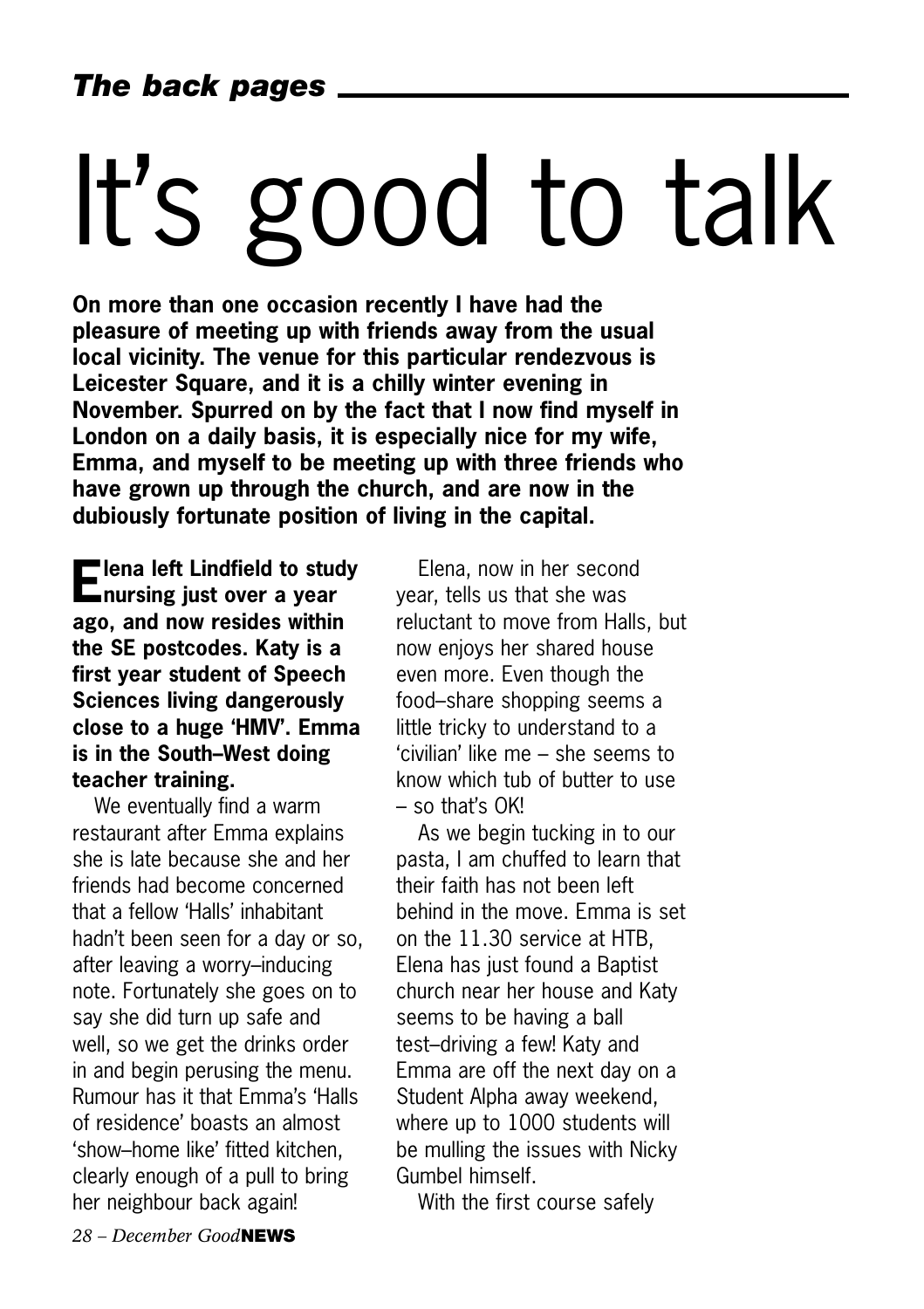*The back pages*

# It's good to talk

**On more than one occasion recently I have had the pleasure of meeting up with friends away from the usual local vicinity. The venue for this particular rendezvous is Leicester Square, and it is a chilly winter evening in November. Spurred on by the fact that I now find myself in London on a daily basis, it is especially nice for my wife, Emma, and myself to be meeting up with three friends who have grown up through the church, and are now in the dubiously fortunate position of living in the capital.**

**Elena left Lindfield to study nursing just over a year ago, and now resides within the SE postcodes. Katy is a first year student of Speech Sciences living dangerously close to a huge 'HMV'. Emma is in the South–West doing teacher training.**

We eventually find a warm restaurant after Emma explains she is late because she and her friends had become concerned that a fellow 'Halls' inhabitant hadn't been seen for a day or so, after leaving a worry–inducing note. Fortunately she goes on to say she did turn up safe and well, so we get the drinks order in and begin perusing the menu. Rumour has it that Emma's 'Halls of residence' boasts an almost 'show–home like' fitted kitchen, clearly enough of a pull to bring her neighbour back again!

Elena, now in her second year, tells us that she was reluctant to move from Halls, but now enjoys her shared house even more. Even though the food–share shopping seems a little tricky to understand to a 'civilian' like me – she seems to know which tub of butter to use – so that's OK!

As we begin tucking in to our pasta, I am chuffed to learn that their faith has not been left behind in the move. Emma is set on the 11.30 service at HTB, Elena has just found a Baptist church near her house and Katy seems to be having a ball test–driving a few! Katy and Emma are off the next day on a Student Alpha away weekend, where up to 1000 students will be mulling the issues with Nicky Gumbel himself.

With the first course safely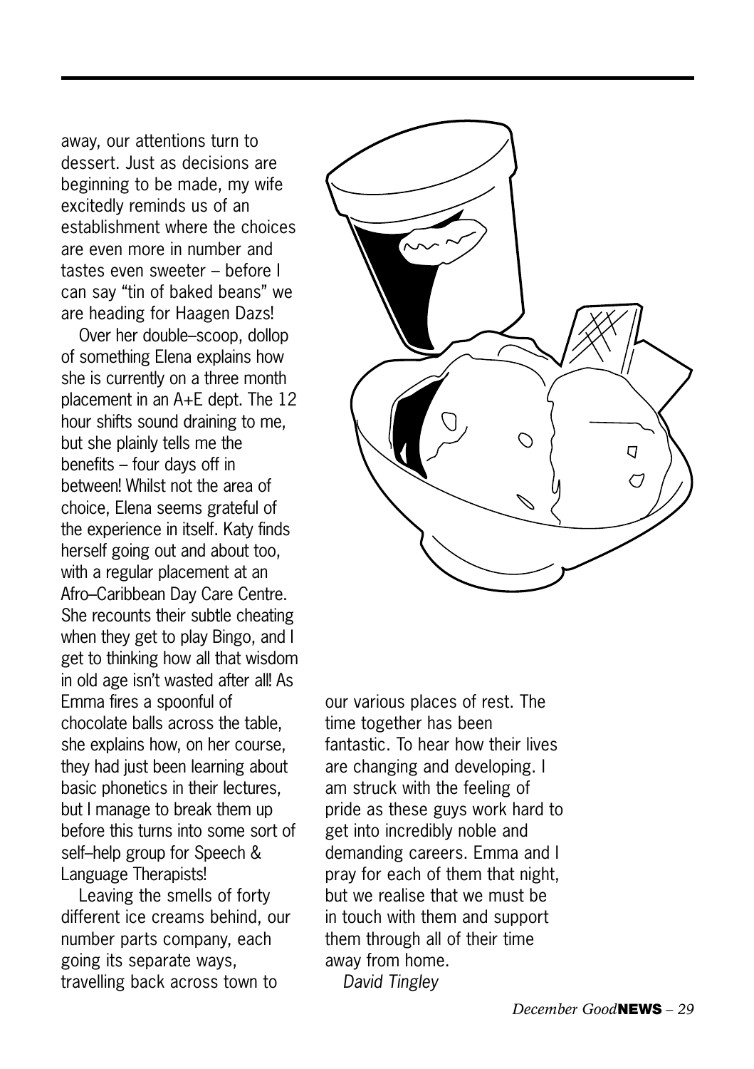away, our attentions turn to dessert. Just as decisions are beginning to be made, my wife excitedly reminds us of an establishment where the choices are even more in number and tastes even sweeter – before I can say "tin of baked beans" we are heading for Haagen Dazs!

Over her double–scoop, dollop of something Elena explains how she is currently on a three month placement in an A+E dept. The 12 hour shifts sound draining to me, but she plainly tells me the benefits – four days off in between! Whilst not the area of choice, Elena seems grateful of the experience in itself. Katy finds herself going out and about too, with a regular placement at an Afro–Caribbean Day Care Centre. She recounts their subtle cheating when they get to play Bingo, and I get to thinking how all that wisdom in old age isn't wasted after all! As Emma fires a spoonful of chocolate balls across the table, she explains how, on her course, they had just been learning about basic phonetics in their lectures, but I manage to break them up before this turns into some sort of self–help group for Speech & Language Therapists!

Leaving the smells of forty different ice creams behind, our number parts company, each going its separate ways, travelling back across town to our various places of rest. The time together has been fantastic. To hear how their lives are changing and developing. I am struck with the feeling of pride as these guys work hard to get into incredibly noble and demanding careers. Emma and I pray for each of them that night, but we realise that we must be in touch with them and support them through all of their time away from home.

*David Tingley*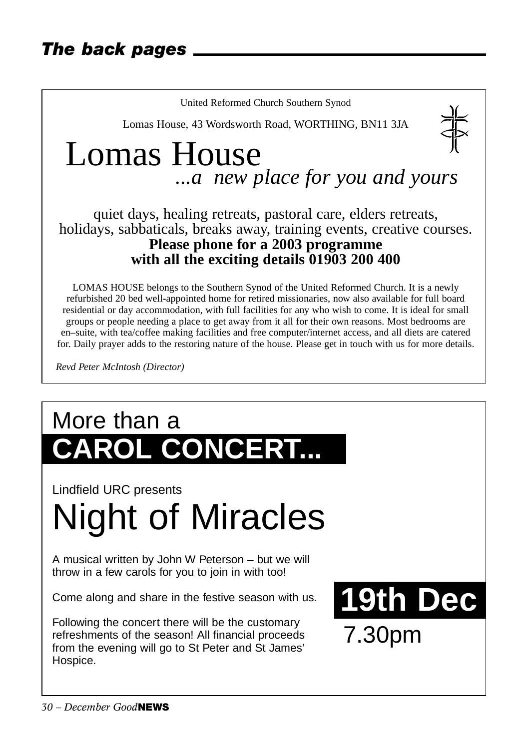United Reformed Church Southern Synod

Lomas House, 43 Wordsworth Road, WORTHING, BN11 3JA

# Lomas House

*...a new place for you and yours*

quiet days, healing retreats, pastoral care, elders retreats, holidays, sabbaticals, breaks away, training events, creative courses.

**Please phone for a 2003 programme with all the exciting details 01903 200 400**

LOMAS HOUSE belongs to the Southern Synod of the United Reformed Church. It is a newly refurbished 20 bed well-appointed home for retired missionaries, now also available for full board residential or day accommodation, with full facilities for any who wish to come. It is ideal for small groups or people needing a place to get away from it all for their own reasons. Most bedrooms are en–suite, with tea/coffee making facilities and free computer/internet access, and all diets are catered for. Daily prayer adds to the restoring nature of the house. Please get in touch with us for more details.

*Revd Peter McIntosh (Director)*

---

More than a

## CAROL CONCERT...

Lindfield URC presents

# Night of Miracles

A musical written by John W Peterson – but we will throw in a few carols for you to join in with too!

Come along and share in the festive season with us.

Following the concert there will be the customary refreshments of the season! All financial proceeds from the evening will go to St Peter and St James' Hospice.

**19th Dec**

7.30pm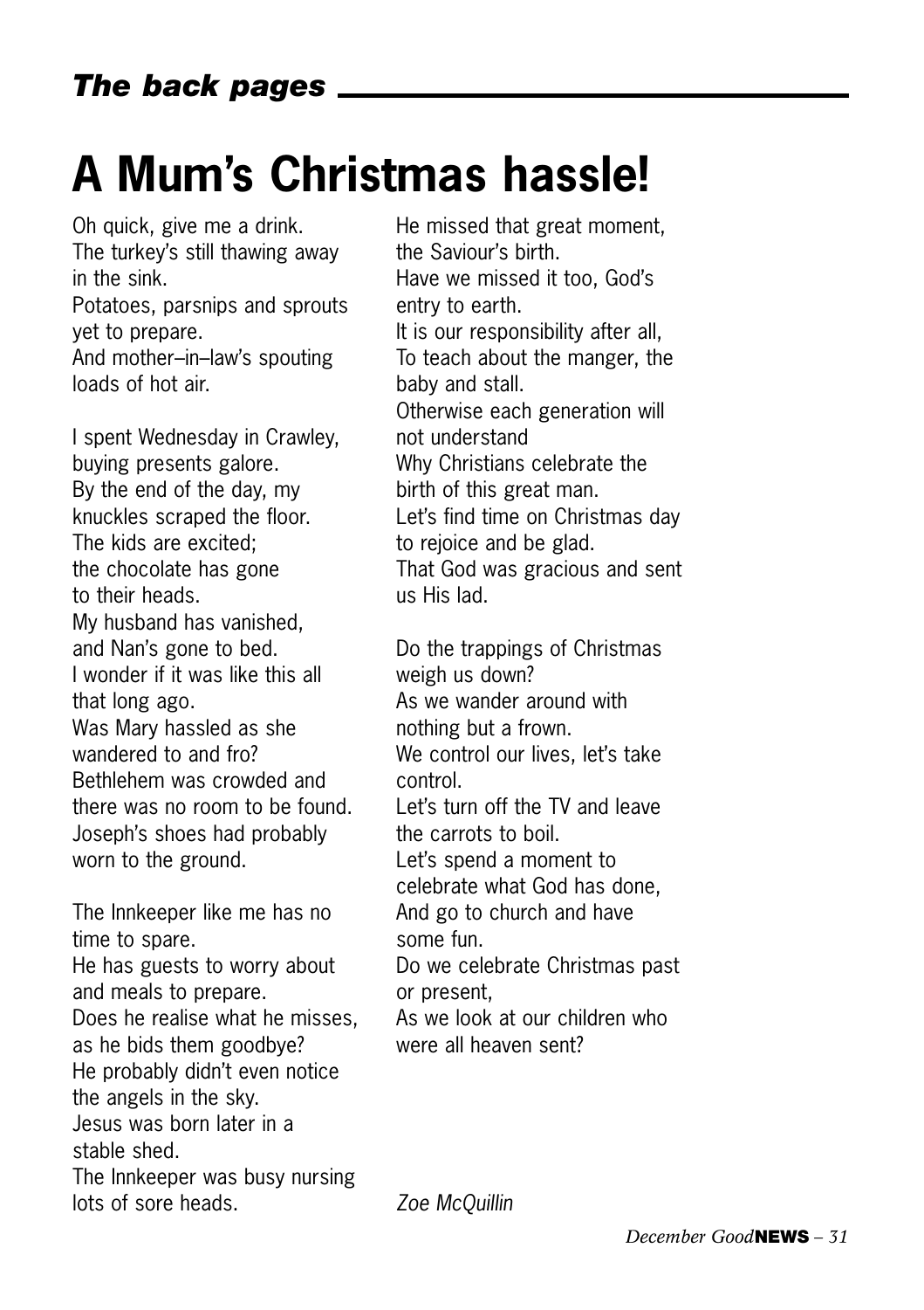# A Mum's Christmas hassle!

Oh quick, give me a drink.
The turkey's still thawing away in the sink.
Potatoes, parsnips and sprouts yet to prepare.
And mother–in–law's spouting loads of hot air.

I spent Wednesday in Crawley, buying presents galore.
By the end of the day, my knuckles scraped the floor.
The kids are excited;
the chocolate has gone
to their heads.
My husband has vanished,
and Nan's gone to bed.
I wonder if it was like this all that long ago.
Was Mary hassled as she wandered to and fro?
Bethlehem was crowded and there was no room to be found.
Joseph's shoes had probably worn to the ground.

The Innkeeper like me has no time to spare.
He has guests to worry about and meals to prepare.
Does he realise what he misses, as he bids them goodbye?
He probably didn't even notice the angels in the sky.
Jesus was born later in a stable shed.
The Innkeeper was busy nursing lots of sore heads.
He missed that great moment, the Saviour's birth.
Have we missed it too, God's entry to earth.
It is our responsibility after all,
To teach about the manger, the baby and stall.
Otherwise each generation will not understand
Why Christians celebrate the birth of this great man.
Let's find time on Christmas day to rejoice and be glad.
That God was gracious and sent us His lad.

Do the trappings of Christmas weigh us down?
As we wander around with nothing but a frown.
We control our lives, let's take control.
Let's turn off the TV and leave the carrots to boil.
Let's spend a moment to celebrate what God has done,
And go to church and have some fun.
Do we celebrate Christmas past or present,
As we look at our children who were all heaven sent?

*Zoe McQuillin*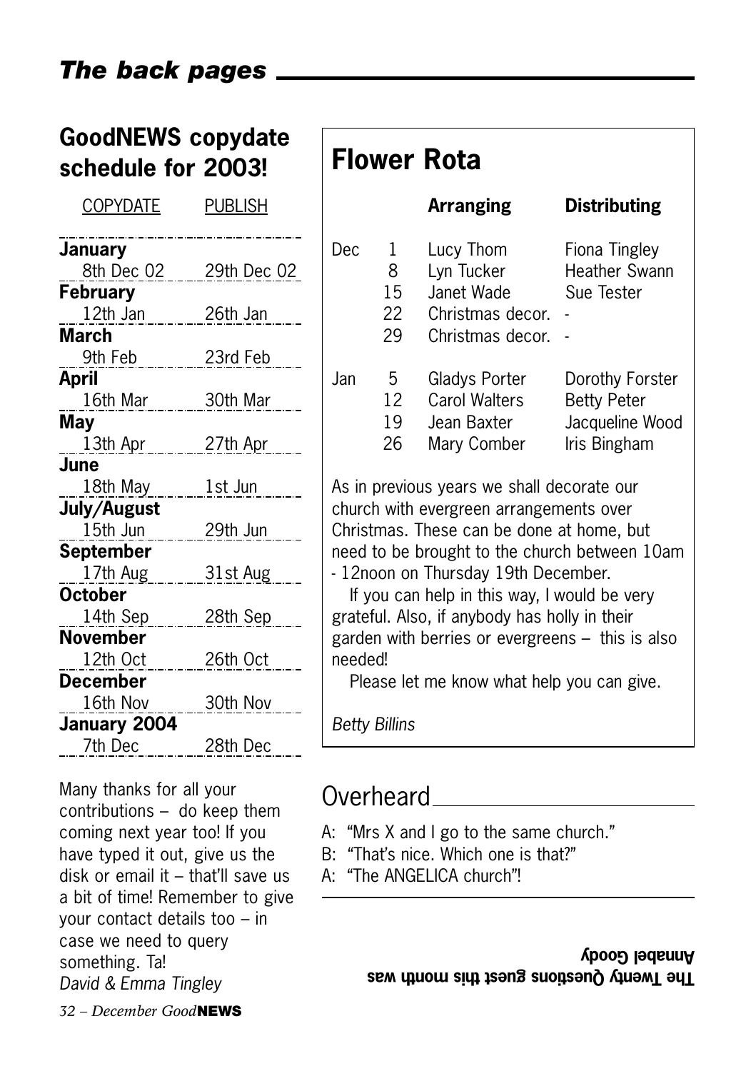## The back pages

## GoodNEWS copydate schedule for 2003!

| | COPYDATE | PUBLISH |
|---|---|---|
| **January** | | |
| | 8th Dec 02 | 29th Dec 02 |
| **February** | | |
| | 12th Jan | 26th Jan |
| **March** | | |
| | 9th Feb | 23rd Feb |
| **April** | | |
| | 16th Mar | 30th Mar |
| **May** | | |
| | 13th Apr | 27th Apr |
| **June** | | |
| | 18th May | 1st Jun |
| **July/August** | | |
| | 15th Jun | 29th Jun |
| **September** | | |
| | 17th Aug | 31st Aug |
| **October** | | |
| | 14th Sep | 28th Sep |
| **November** | | |
| | 12th Oct | 26th Oct |
| **December** | | |
| | 16th Nov | 30th Nov |
| **January 2004** | | |
| | 7th Dec | 28th Dec |

Many thanks for all your contributions – do keep them coming next year too! If you have typed it out, give us the disk or email it – that'll save us a bit of time! Remember to give your contact details too – in case we need to query something. Ta!

*David & Emma Tingley*

## Flower Rota

| | | Arranging | Distributing |
|---|---|---|---|
| Dec | 1 | Lucy Thom | Fiona Tingley |
| | 8 | Lyn Tucker | Heather Swann |
| | 15 | Janet Wade | Sue Tester |
| | 22 | Christmas decor. | - |
| | 29 | Christmas decor. | - |
| Jan | 5 | Gladys Porter | Dorothy Forster |
| | 12 | Carol Walters | Betty Peter |
| | 19 | Jean Baxter | Jacqueline Wood |
| | 26 | Mary Comber | Iris Bingham |

As in previous years we shall decorate our church with evergreen arrangements over Christmas. These can be done at home, but need to be brought to the church between 10am - 12noon on Thursday 19th December.

If you can help in this way, I would be very grateful. Also, if anybody has holly in their garden with berries or evergreens – this is also needed!

Please let me know what help you can give.

*Betty Billins*

## Overheard

A: "Mrs X and I go to the same church."
B: "That's nice. Which one is that?"
A: "The ANGELICA church"!

**The Twenty Questions guest this month was Annabel Goody**